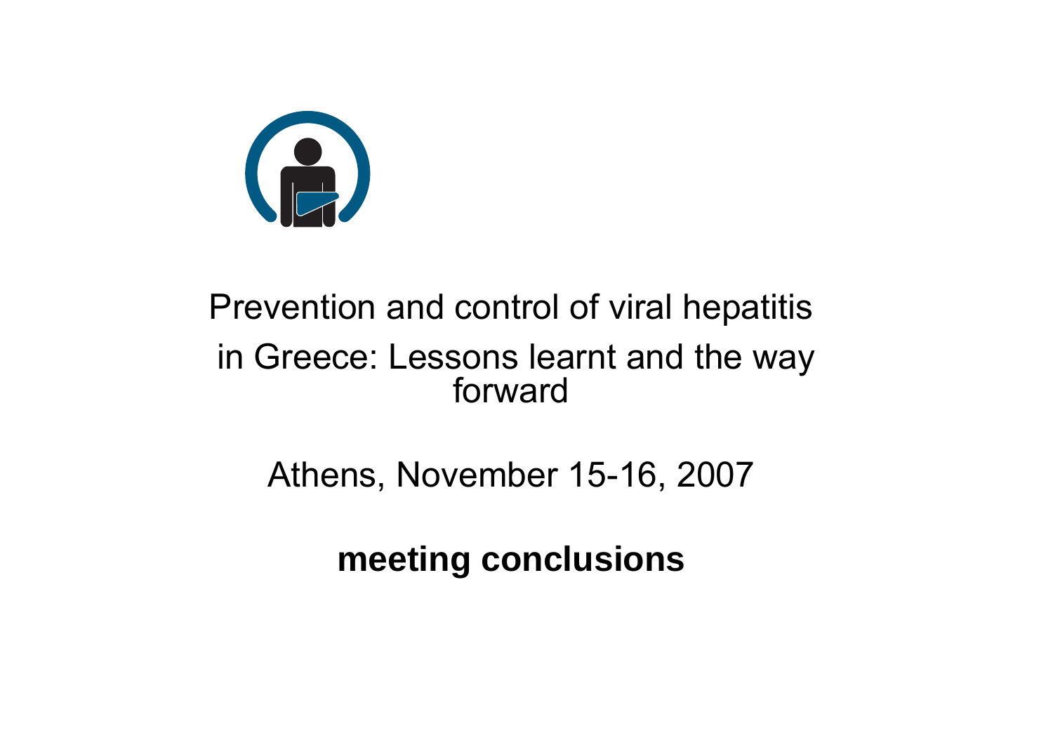# Prevention and control of viral hepatitis in Greece: Lessons learnt and the way forward

Athens, November 15-16, 2007

**meeting conclusions**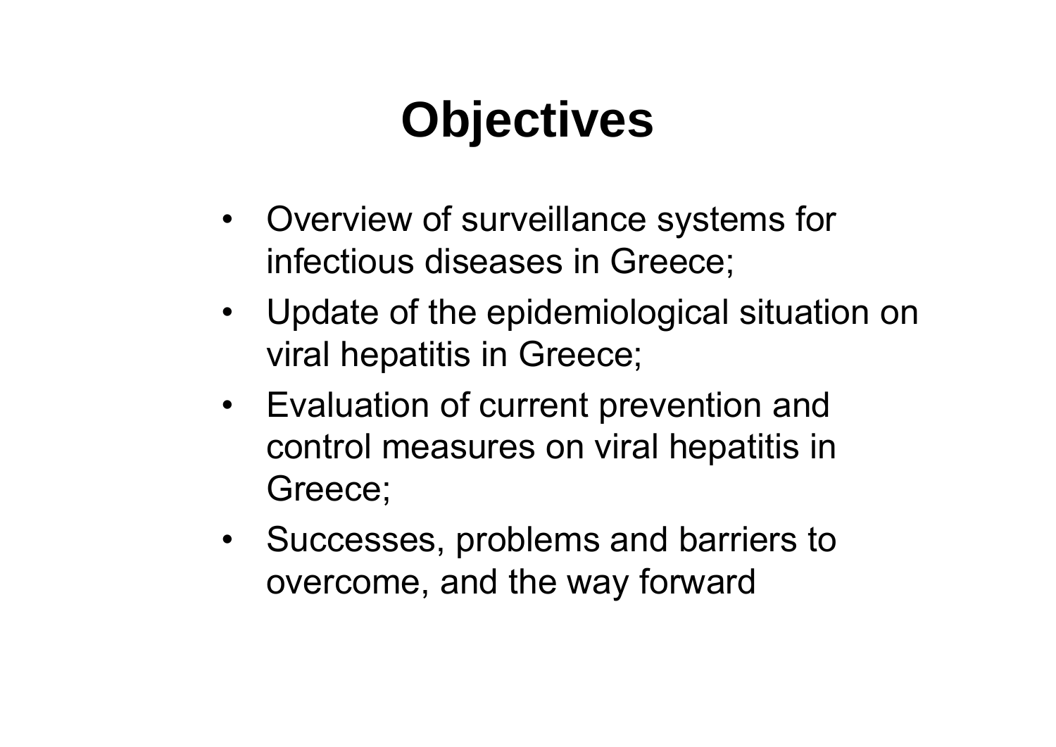# Objectives

- Overview of surveillance systems for infectious diseases in Greece;
- Update of the epidemiological situation on viral hepatitis in Greece;
- Evaluation of current prevention and control measures on viral hepatitis in Greece;
- Successes, problems and barriers to overcome, and the way forward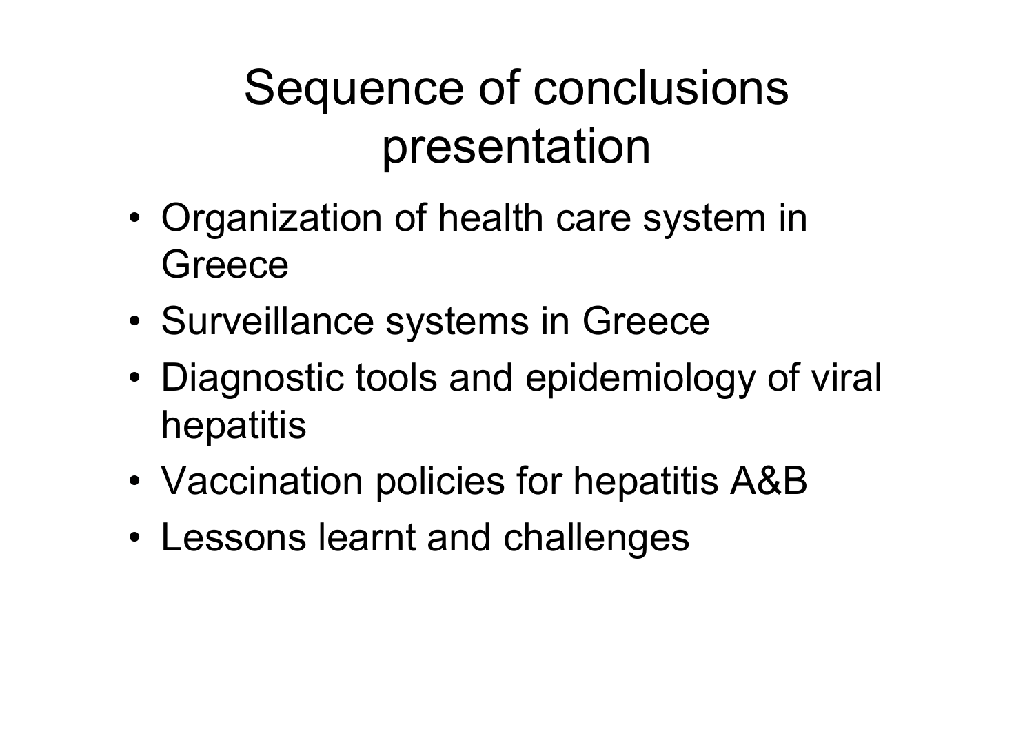# Sequence of conclusions presentation

- Organization of health care system in Greece
- Surveillance systems in Greece
- Diagnostic tools and epidemiology of viral hepatitis
- Vaccination policies for hepatitis A&B
- Lessons learnt and challenges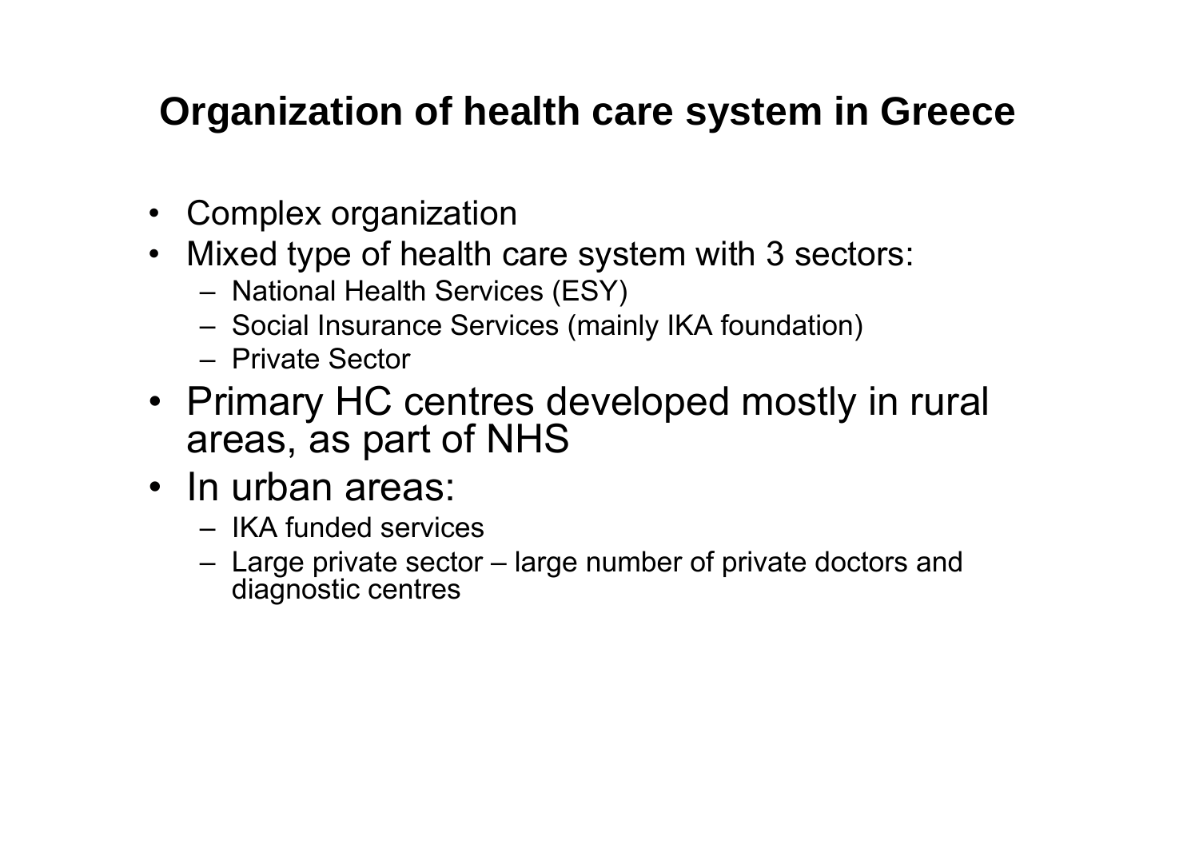## Organization of health care system in Greece

- Complex organization
- Mixed type of health care system with 3 sectors:
  - National Health Services (ESY)
  - Social Insurance Services (mainly IKA foundation)
  - Private Sector
- Primary HC centres developed mostly in rural areas, as part of NHS
- In urban areas:
  - IKA funded services
  - Large private sector – large number of private doctors and diagnostic centres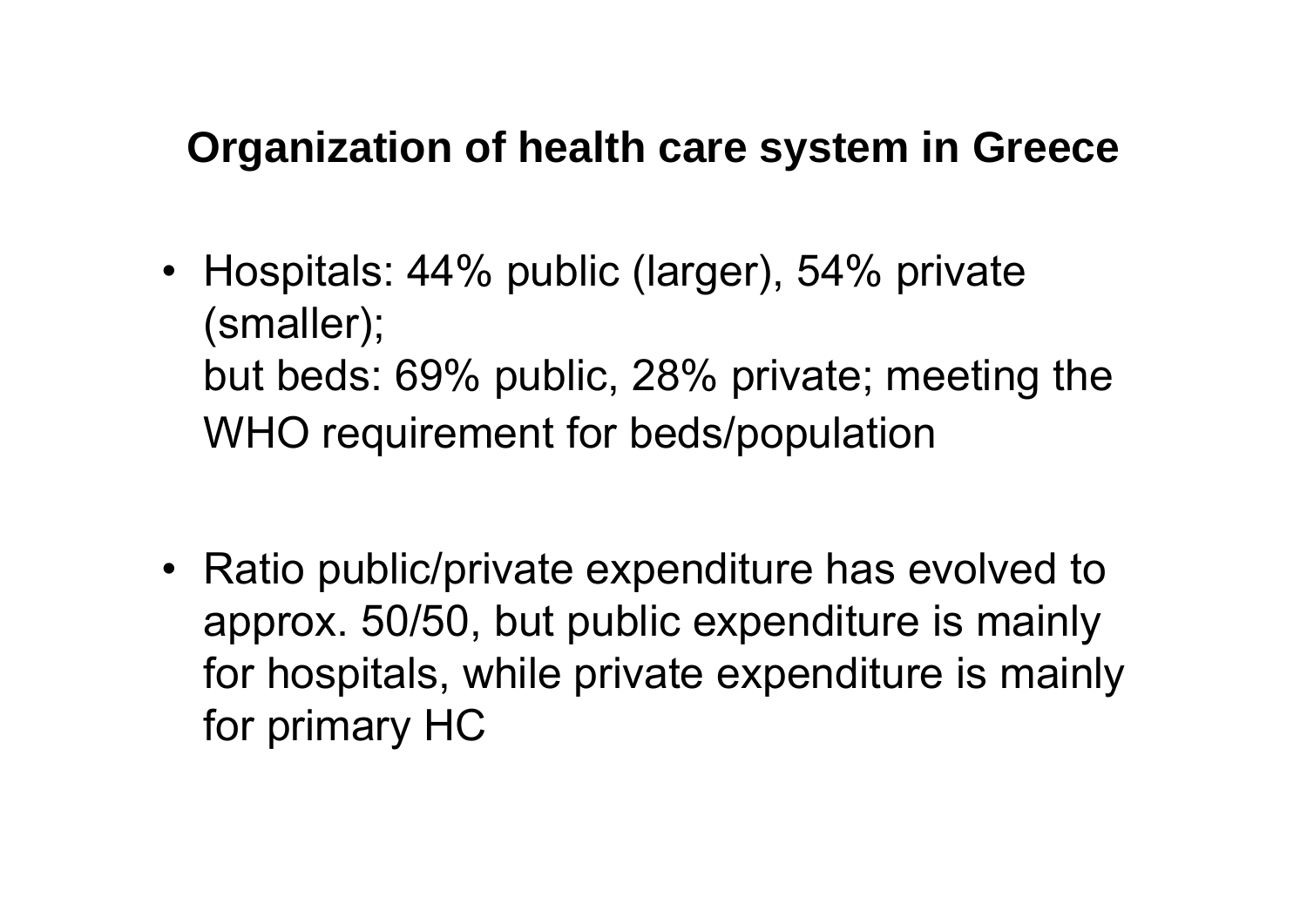## Organization of health care system in Greece

- Hospitals: 44% public (larger), 54% private (smaller);
  but beds: 69% public, 28% private; meeting the WHO requirement for beds/population

- Ratio public/private expenditure has evolved to approx. 50/50, but public expenditure is mainly for hospitals, while private expenditure is mainly for primary HC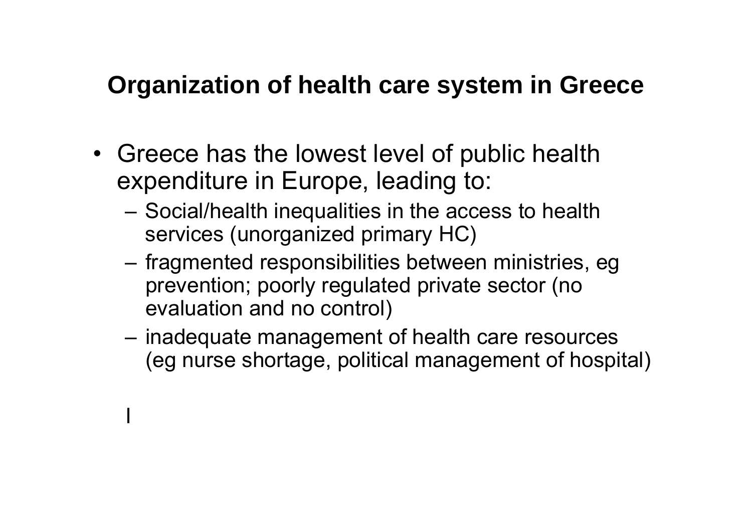# Organization of health care system in Greece

- Greece has the lowest level of public health expenditure in Europe, leading to:
  - Social/health inequalities in the access to health services (unorganized primary HC)
  - fragmented responsibilities between ministries, eg prevention; poorly regulated private sector (no evaluation and no control)
  - inadequate management of health care resources (eg nurse shortage, political management of hospital)

I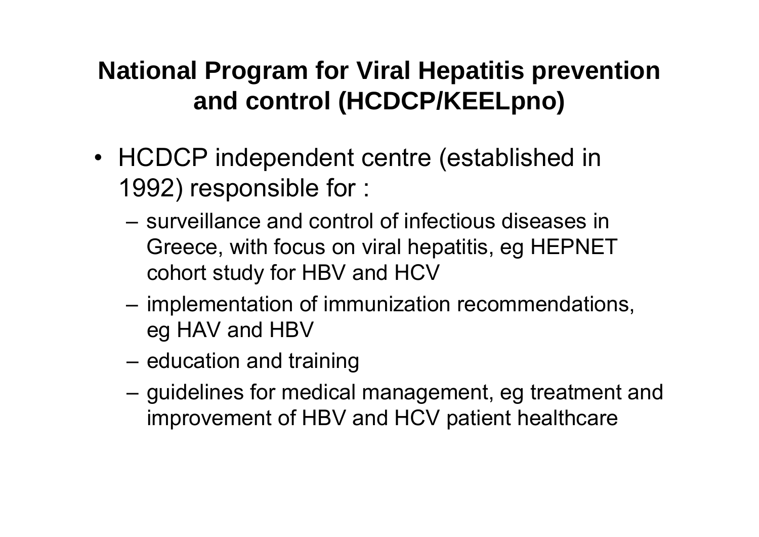## National Program for Viral Hepatitis prevention and control (HCDCP/KEELpno)

- HCDCP independent centre (established in 1992) responsible for :
  - surveillance and control of infectious diseases in Greece, with focus on viral hepatitis, eg HEPNET cohort study for HBV and HCV
  - implementation of immunization recommendations, eg HAV and HBV
  - education and training
  - guidelines for medical management, eg treatment and improvement of HBV and HCV patient healthcare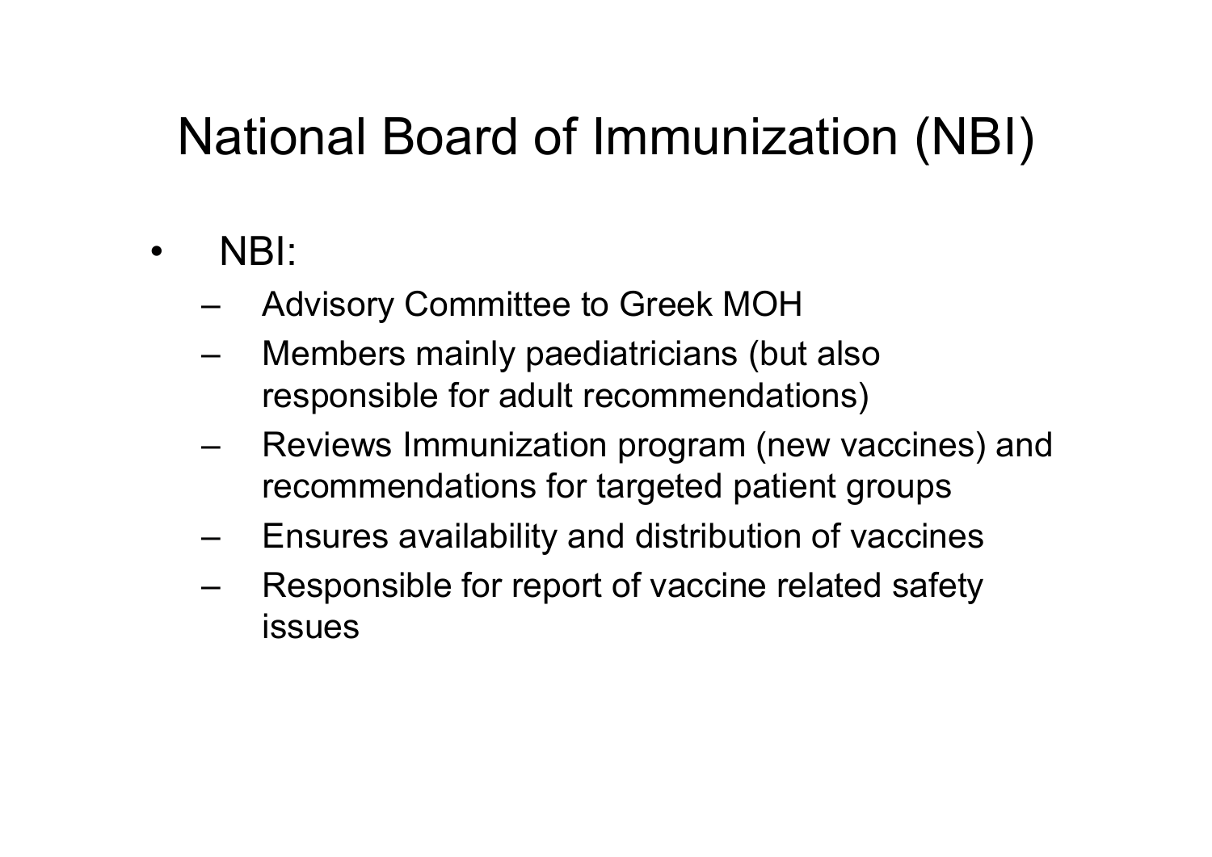# National Board of Immunization (NBI)

- NBI:
  - Advisory Committee to Greek MOH
  - Members mainly paediatricians (but also responsible for adult recommendations)
  - Reviews Immunization program (new vaccines) and recommendations for targeted patient groups
  - Ensures availability and distribution of vaccines
  - Responsible for report of vaccine related safety issues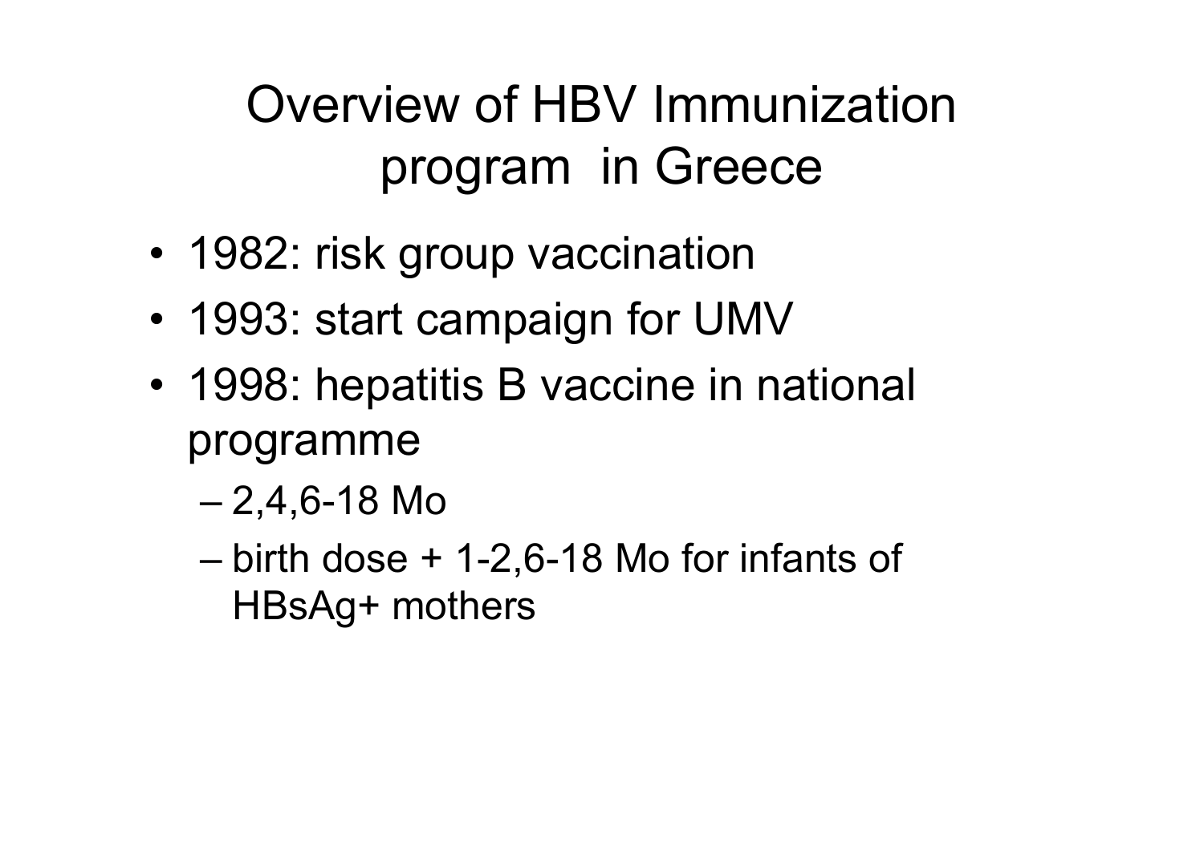# Overview of HBV Immunization program in Greece

- 1982: risk group vaccination
- 1993: start campaign for UMV
- 1998: hepatitis B vaccine in national programme
  - 2,4,6-18 Mo
  - birth dose + 1-2,6-18 Mo for infants of HBsAg+ mothers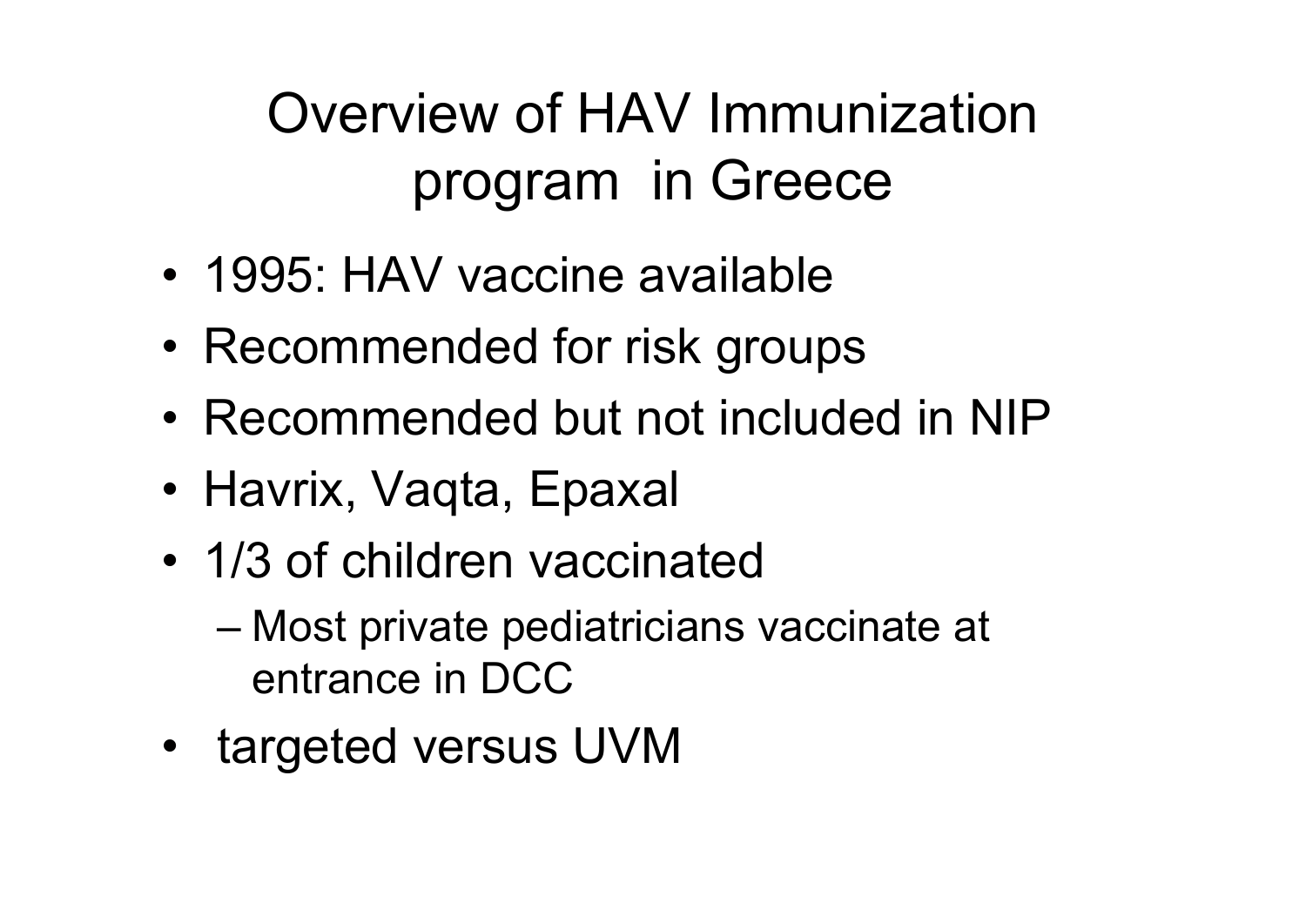# Overview of HAV Immunization program in Greece

- 1995: HAV vaccine available
- Recommended for risk groups
- Recommended but not included in NIP
- Havrix, Vaqta, Epaxal
- 1/3 of children vaccinated
  - Most private pediatricians vaccinate at entrance in DCC
- targeted versus UVM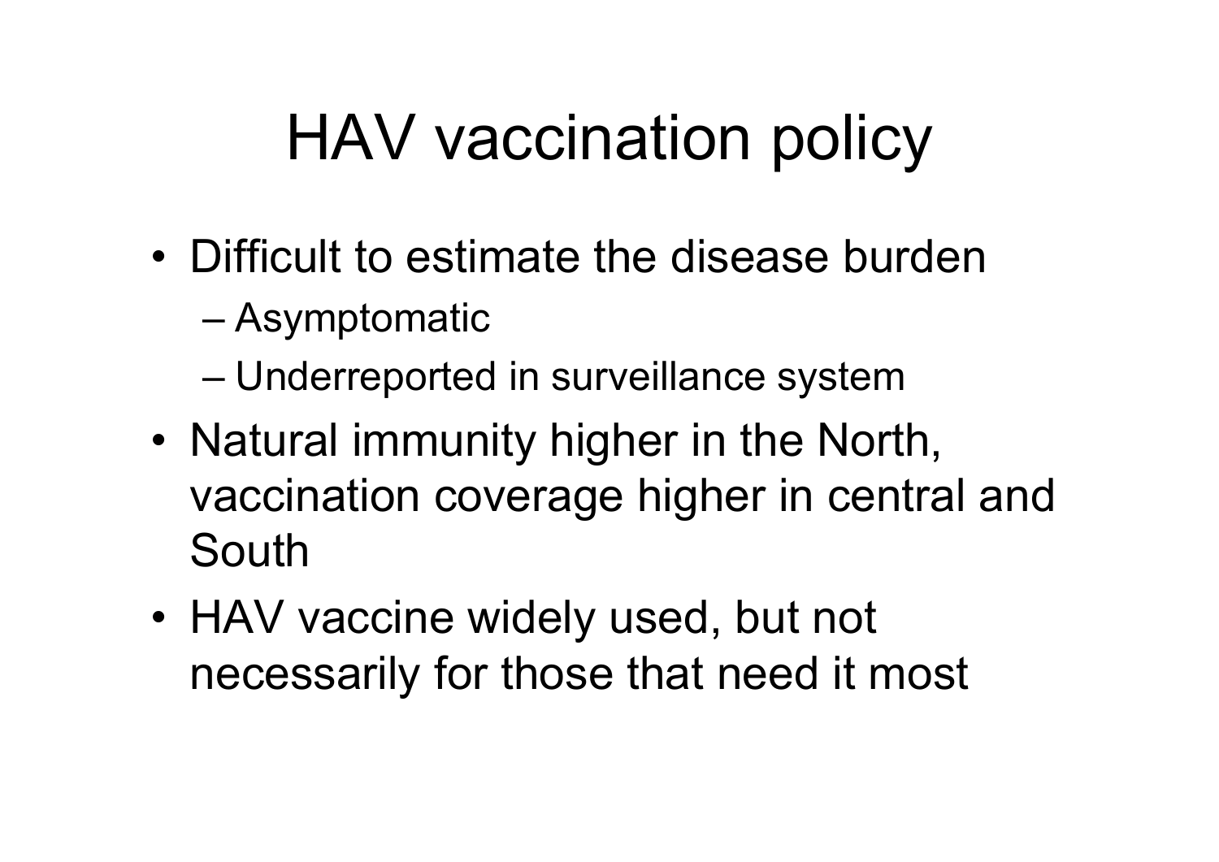# HAV vaccination policy

- Difficult to estimate the disease burden
  - Asymptomatic
  - Underreported in surveillance system
- Natural immunity higher in the North, vaccination coverage higher in central and South
- HAV vaccine widely used, but not necessarily for those that need it most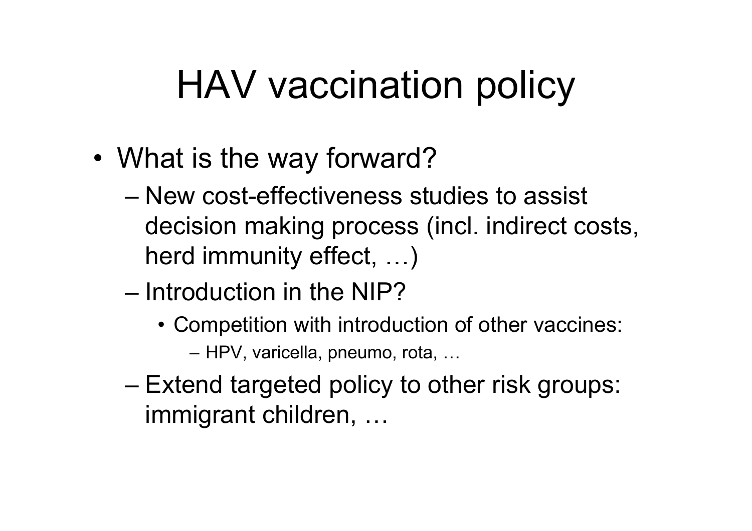# HAV vaccination policy

- What is the way forward?
  - New cost-effectiveness studies to assist decision making process (incl. indirect costs, herd immunity effect, …)
  - Introduction in the NIP?
    - Competition with introduction of other vaccines:
      - HPV, varicella, pneumo, rota, …
  - Extend targeted policy to other risk groups: immigrant children, …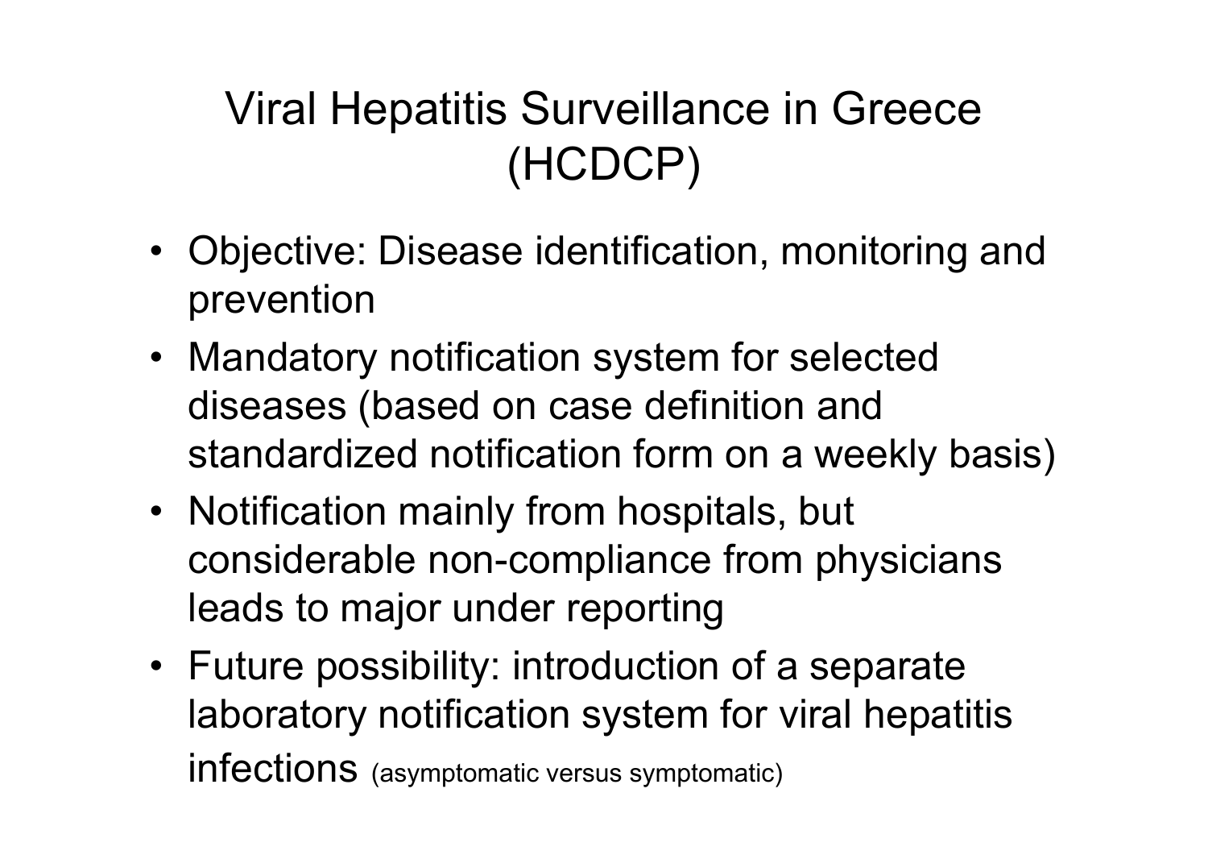# Viral Hepatitis Surveillance in Greece (HCDCP)

- Objective: Disease identification, monitoring and prevention
- Mandatory notification system for selected diseases (based on case definition and standardized notification form on a weekly basis)
- Notification mainly from hospitals, but considerable non-compliance from physicians leads to major under reporting
- Future possibility: introduction of a separate laboratory notification system for viral hepatitis infections (asymptomatic versus symptomatic)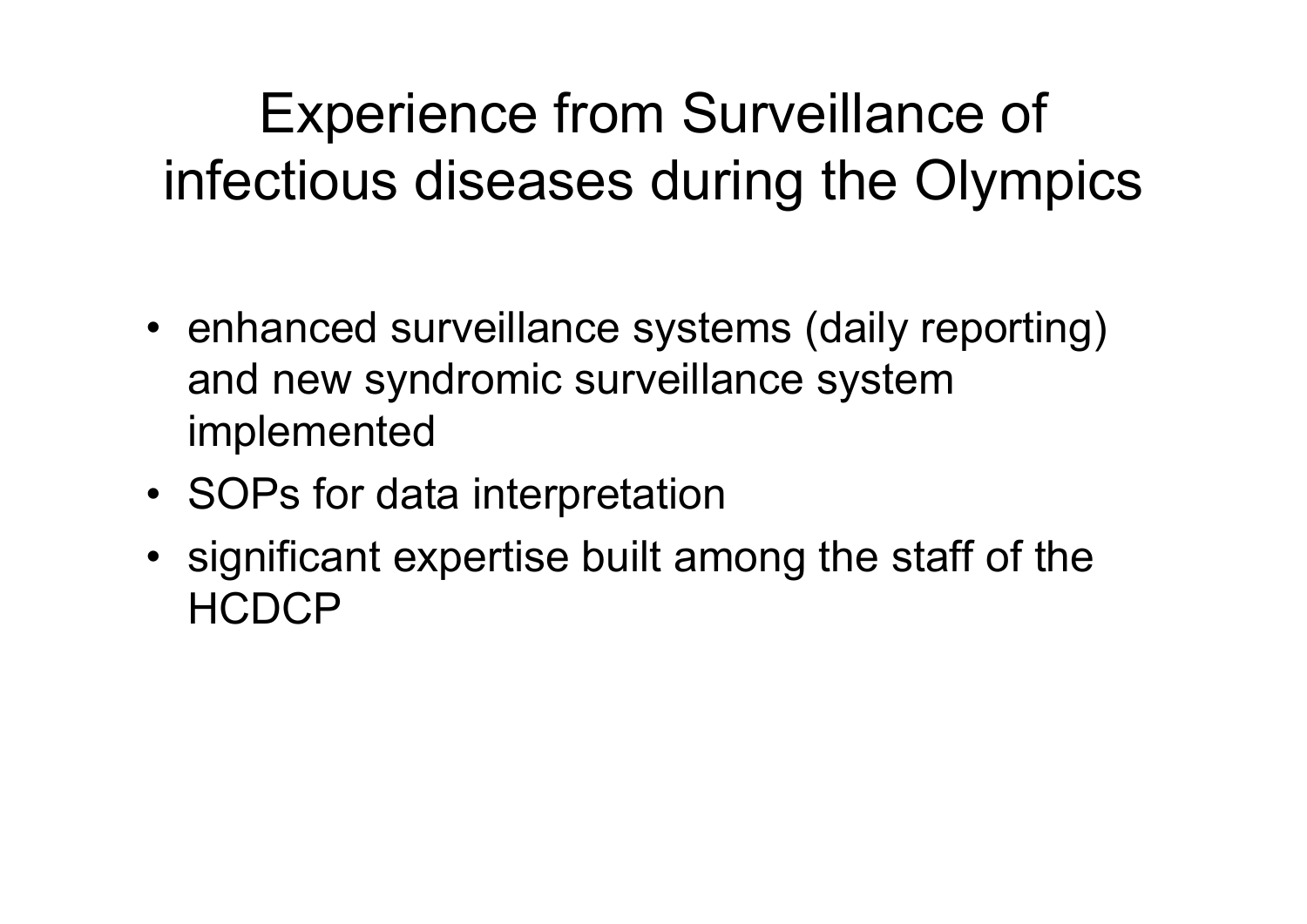# Experience from Surveillance of infectious diseases during the Olympics

- enhanced surveillance systems (daily reporting) and new syndromic surveillance system implemented
- SOPs for data interpretation
- significant expertise built among the staff of the HCDCP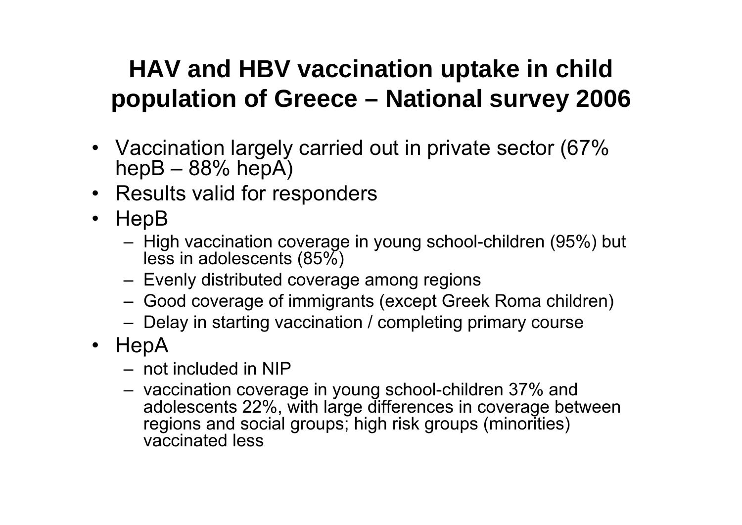# HAV and HBV vaccination uptake in child population of Greece – National survey 2006

- Vaccination largely carried out in private sector (67% hepB – 88% hepA)
- Results valid for responders
- HepB
  - High vaccination coverage in young school-children (95%) but less in adolescents (85%)
  - Evenly distributed coverage among regions
  - Good coverage of immigrants (except Greek Roma children)
  - Delay in starting vaccination / completing primary course
- HepA
  - not included in NIP
  - vaccination coverage in young school-children 37% and adolescents 22%, with large differences in coverage between regions and social groups; high risk groups (minorities) vaccinated less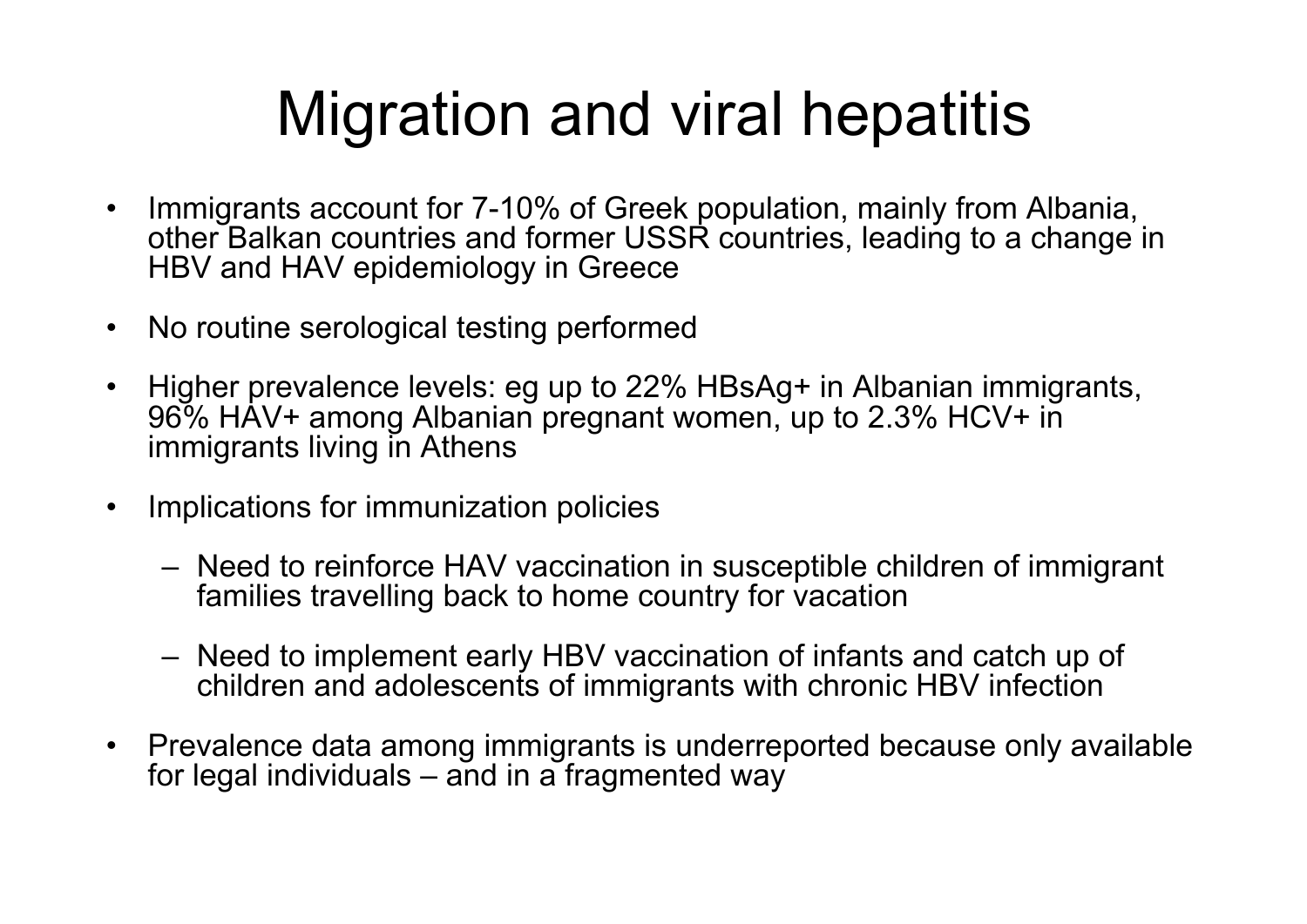# Migration and viral hepatitis

- Immigrants account for 7-10% of Greek population, mainly from Albania, other Balkan countries and former USSR countries, leading to a change in HBV and HAV epidemiology in Greece
- No routine serological testing performed
- Higher prevalence levels: eg up to 22% HBsAg+ in Albanian immigrants, 96% HAV+ among Albanian pregnant women, up to 2.3% HCV+ in immigrants living in Athens
- Implications for immunization policies
  - Need to reinforce HAV vaccination in susceptible children of immigrant families travelling back to home country for vacation
  - Need to implement early HBV vaccination of infants and catch up of children and adolescents of immigrants with chronic HBV infection
- Prevalence data among immigrants is underreported because only available for legal individuals – and in a fragmented way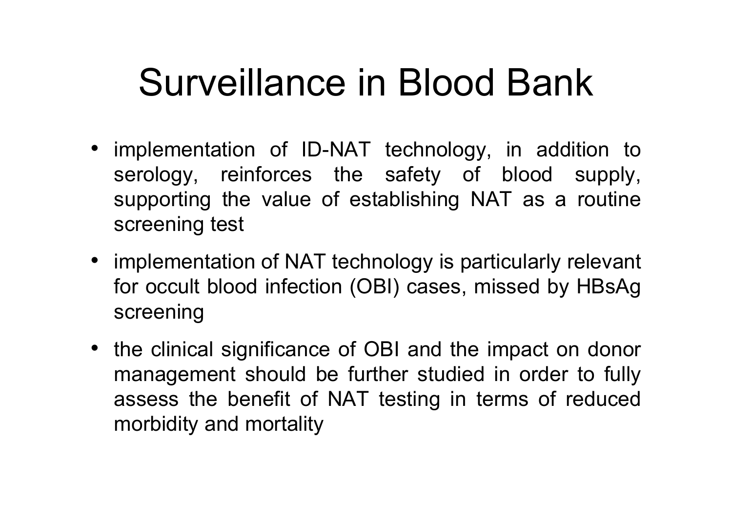# Surveillance in Blood Bank

- implementation of ID-NAT technology, in addition to serology, reinforces the safety of blood supply, supporting the value of establishing NAT as a routine screening test
- implementation of NAT technology is particularly relevant for occult blood infection (OBI) cases, missed by HBsAg screening
- the clinical significance of OBI and the impact on donor management should be further studied in order to fully assess the benefit of NAT testing in terms of reduced morbidity and mortality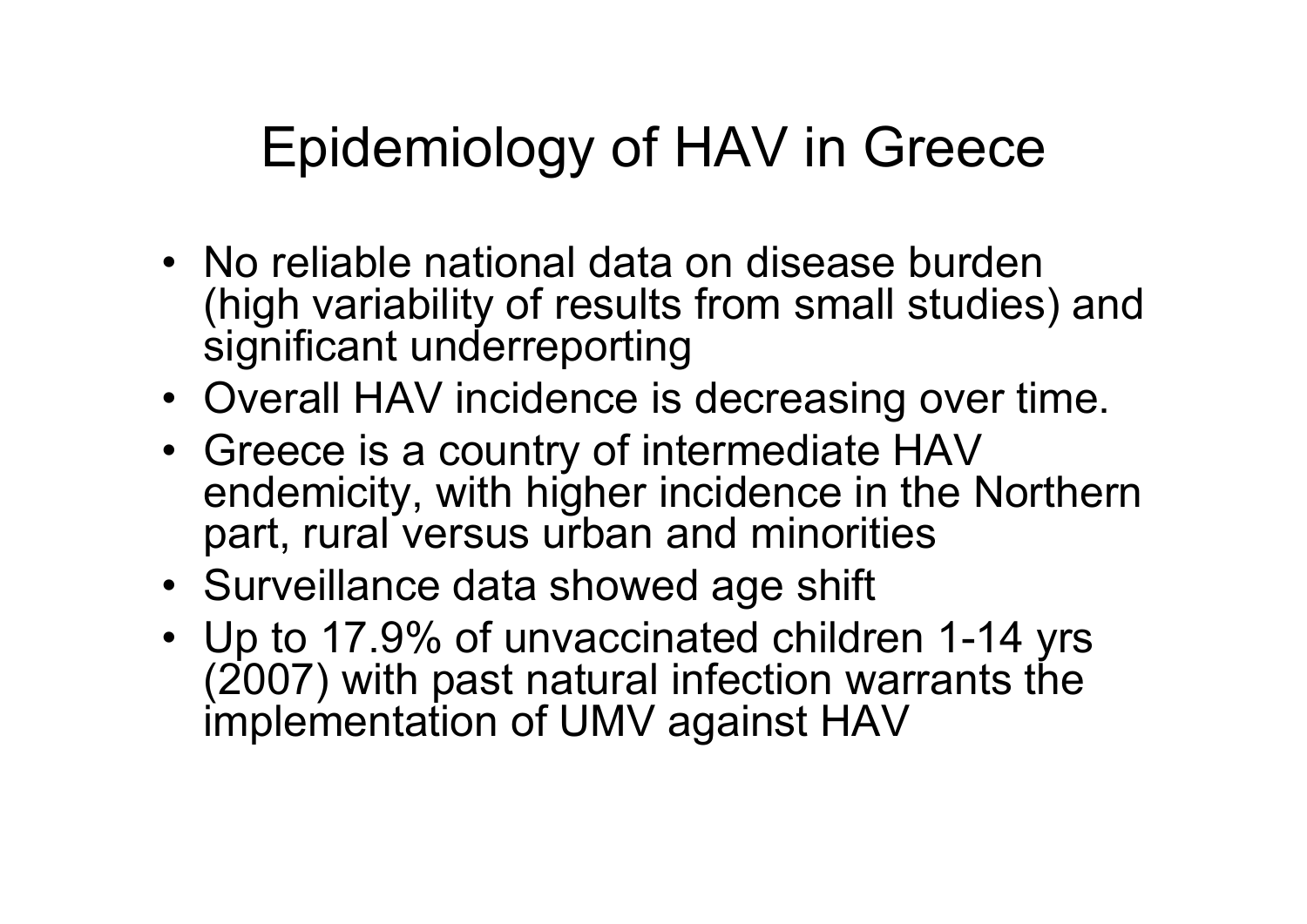# Epidemiology of HAV in Greece

- No reliable national data on disease burden (high variability of results from small studies) and significant underreporting
- Overall HAV incidence is decreasing over time.
- Greece is a country of intermediate HAV endemicity, with higher incidence in the Northern part, rural versus urban and minorities
- Surveillance data showed age shift
- Up to 17.9% of unvaccinated children 1-14 yrs (2007) with past natural infection warrants the implementation of UMV against HAV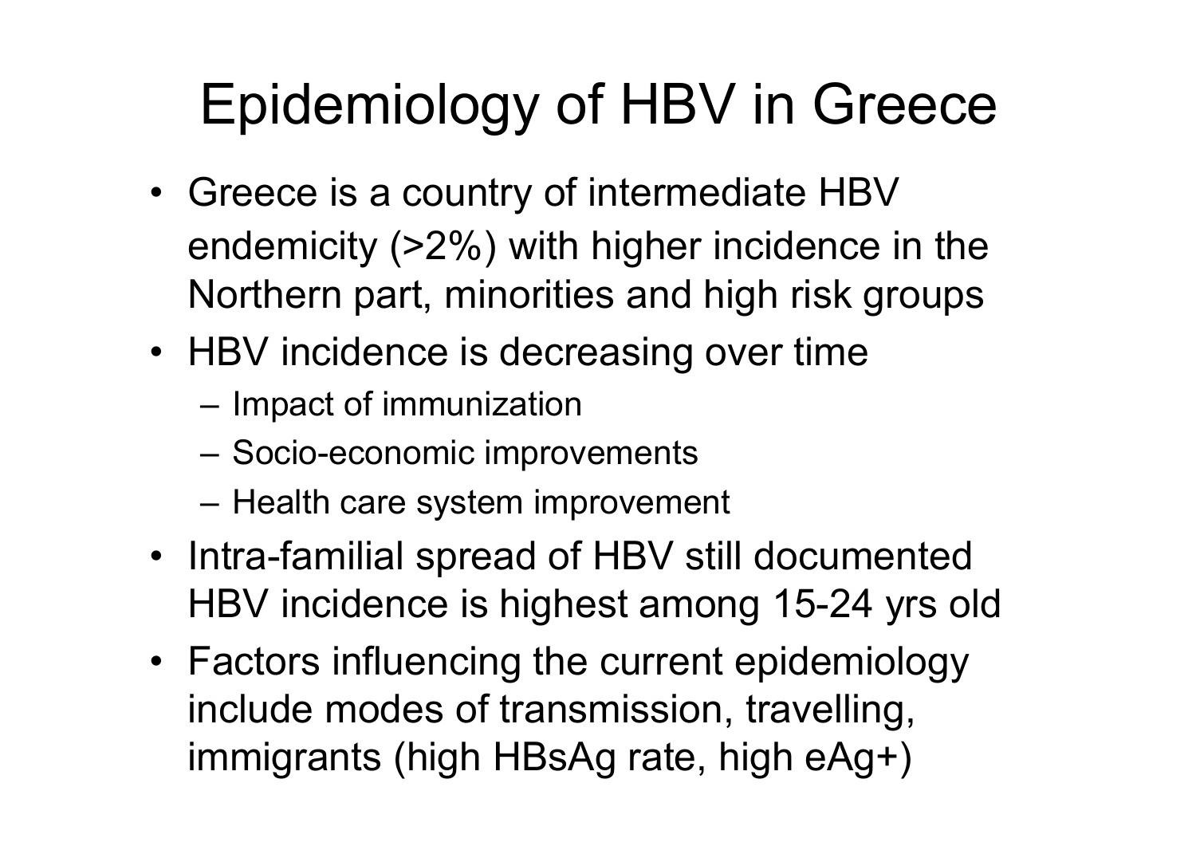# Epidemiology of HBV in Greece

- Greece is a country of intermediate HBV endemicity (>2%) with higher incidence in the Northern part, minorities and high risk groups
- HBV incidence is decreasing over time
  - Impact of immunization
  - Socio-economic improvements
  - Health care system improvement
- Intra-familial spread of HBV still documented HBV incidence is highest among 15-24 yrs old
- Factors influencing the current epidemiology include modes of transmission, travelling, immigrants (high HBsAg rate, high eAg+)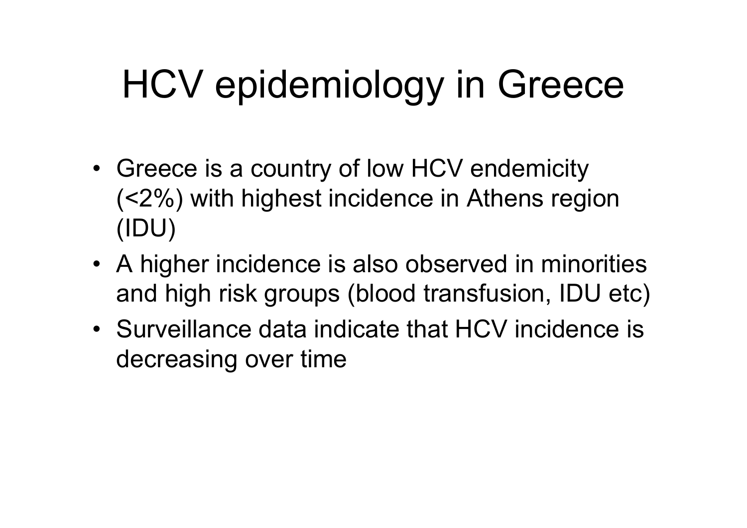# HCV epidemiology in Greece

- Greece is a country of low HCV endemicity (<2%) with highest incidence in Athens region (IDU)
- A higher incidence is also observed in minorities and high risk groups (blood transfusion, IDU etc)
- Surveillance data indicate that HCV incidence is decreasing over time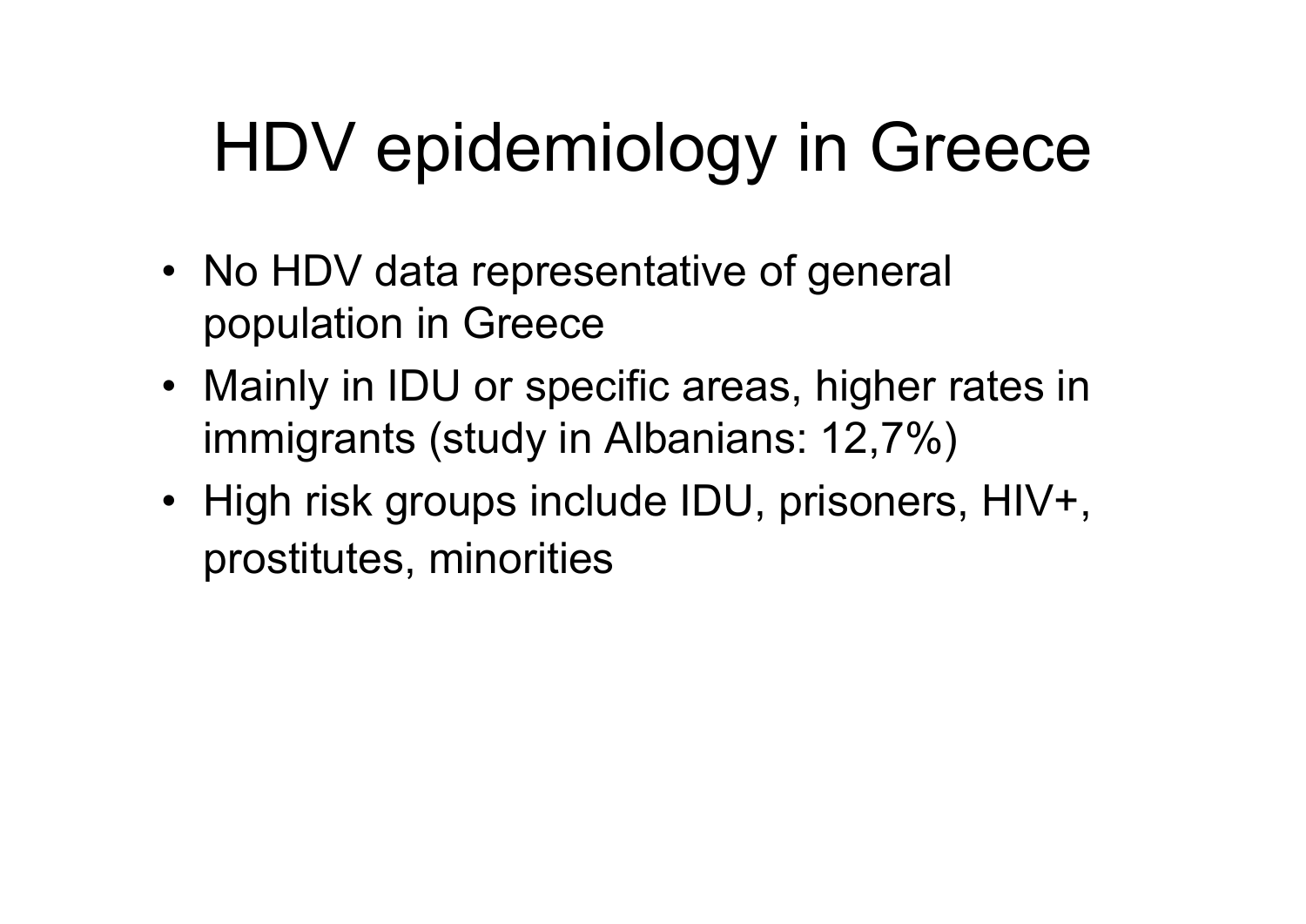# HDV epidemiology in Greece

- No HDV data representative of general population in Greece
- Mainly in IDU or specific areas, higher rates in immigrants (study in Albanians: 12,7%)
- High risk groups include IDU, prisoners, HIV+, prostitutes, minorities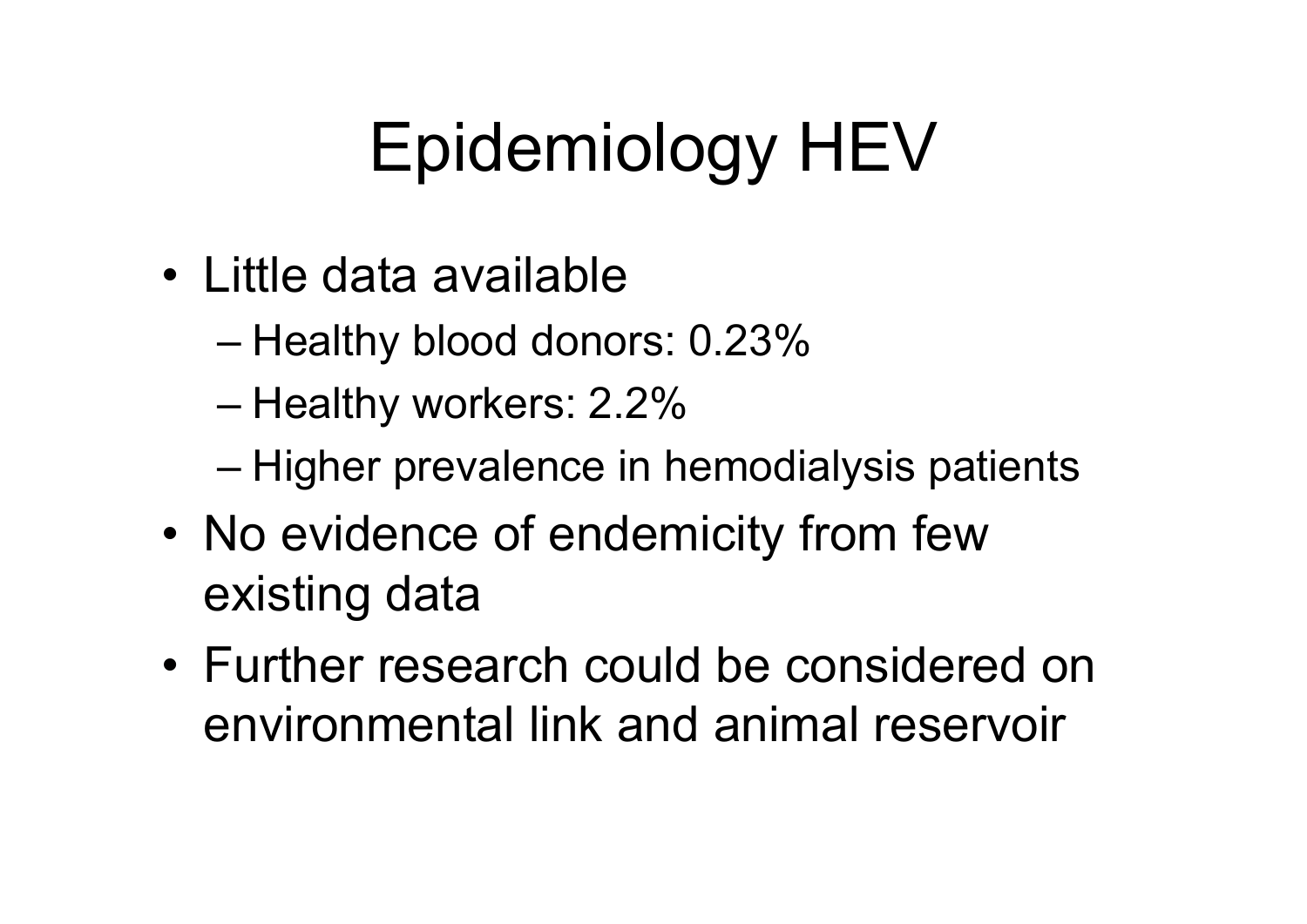# Epidemiology HEV

- Little data available
  - Healthy blood donors: 0.23%
  - Healthy workers: 2.2%
  - Higher prevalence in hemodialysis patients
- No evidence of endemicity from few existing data
- Further research could be considered on environmental link and animal reservoir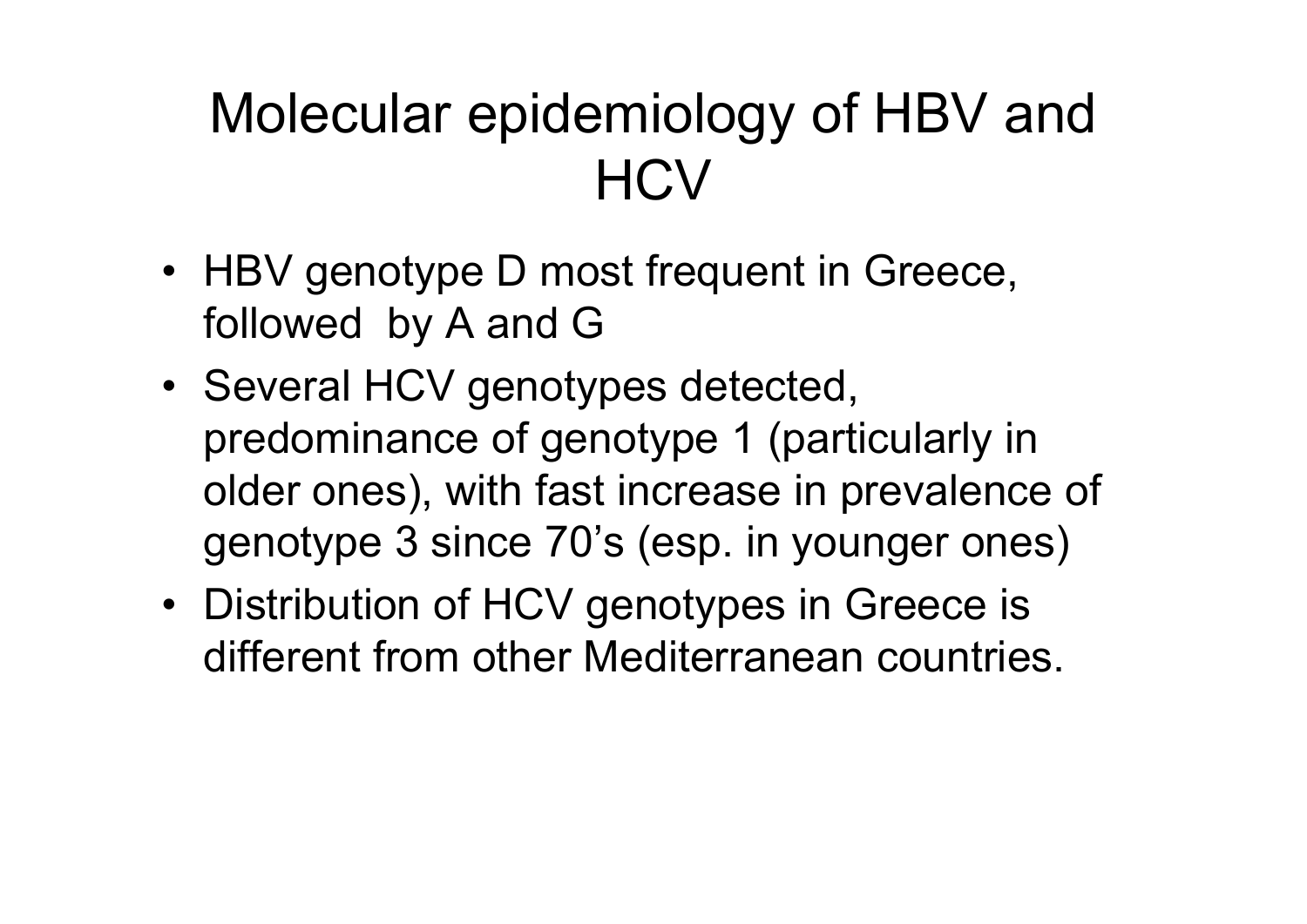# Molecular epidemiology of HBV and HCV

- HBV genotype D most frequent in Greece, followed by A and G
- Several HCV genotypes detected, predominance of genotype 1 (particularly in older ones), with fast increase in prevalence of genotype 3 since 70's (esp. in younger ones)
- Distribution of HCV genotypes in Greece is different from other Mediterranean countries.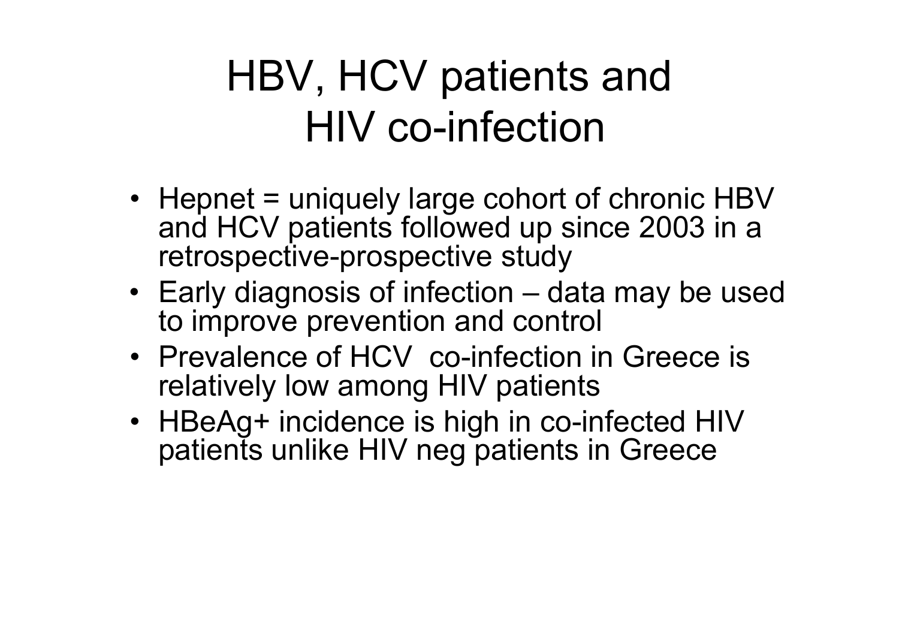# HBV, HCV patients and HIV co-infection

- Hepnet = uniquely large cohort of chronic HBV and HCV patients followed up since 2003 in a retrospective-prospective study
- Early diagnosis of infection – data may be used to improve prevention and control
- Prevalence of HCV co-infection in Greece is relatively low among HIV patients
- HBeAg+ incidence is high in co-infected HIV patients unlike HIV neg patients in Greece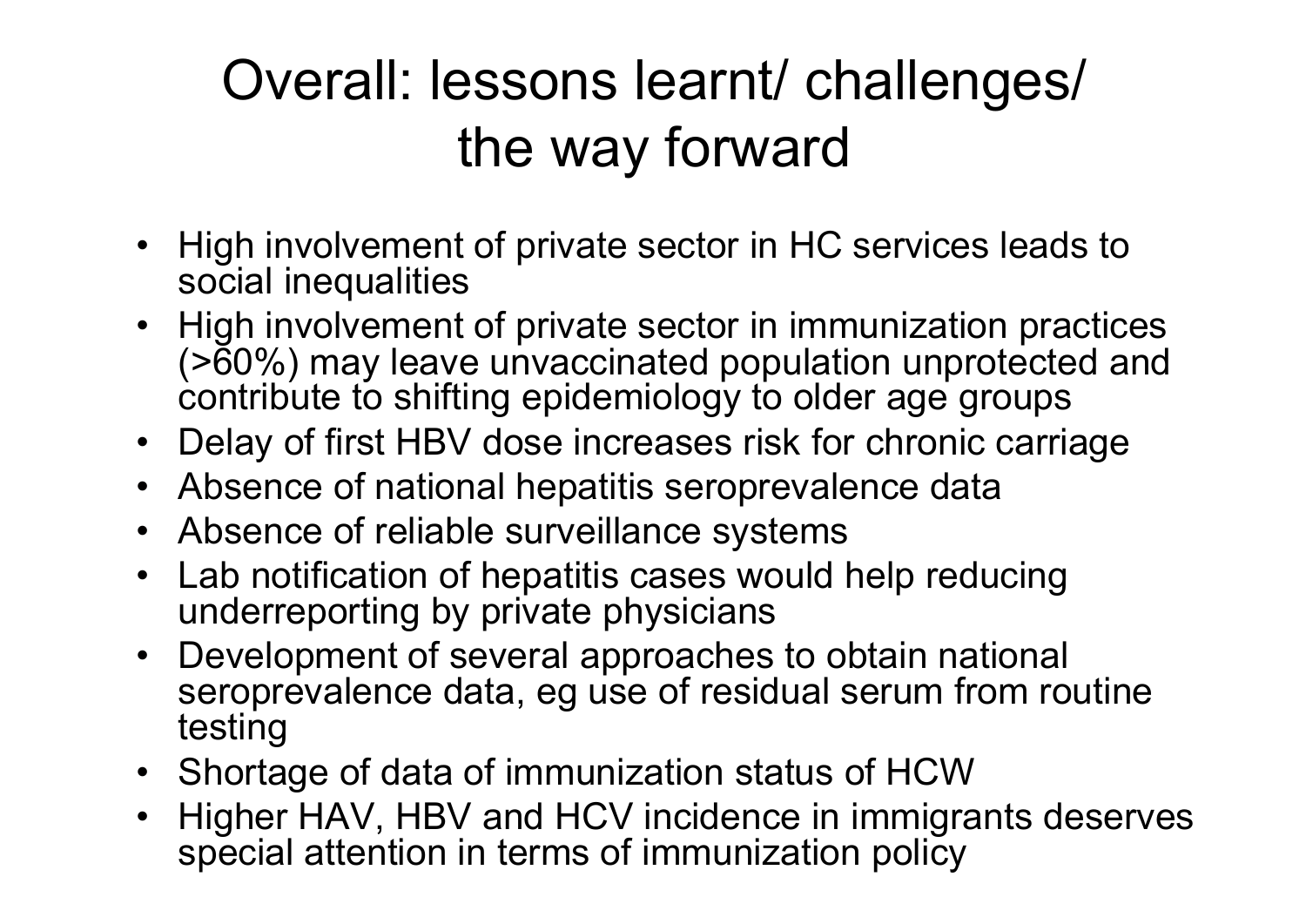# Overall: lessons learnt/ challenges/ the way forward

- High involvement of private sector in HC services leads to social inequalities
- High involvement of private sector in immunization practices (>60%) may leave unvaccinated population unprotected and contribute to shifting epidemiology to older age groups
- Delay of first HBV dose increases risk for chronic carriage
- Absence of national hepatitis seroprevalence data
- Absence of reliable surveillance systems
- Lab notification of hepatitis cases would help reducing underreporting by private physicians
- Development of several approaches to obtain national seroprevalence data, eg use of residual serum from routine testing
- Shortage of data of immunization status of HCW
- Higher HAV, HBV and HCV incidence in immigrants deserves special attention in terms of immunization policy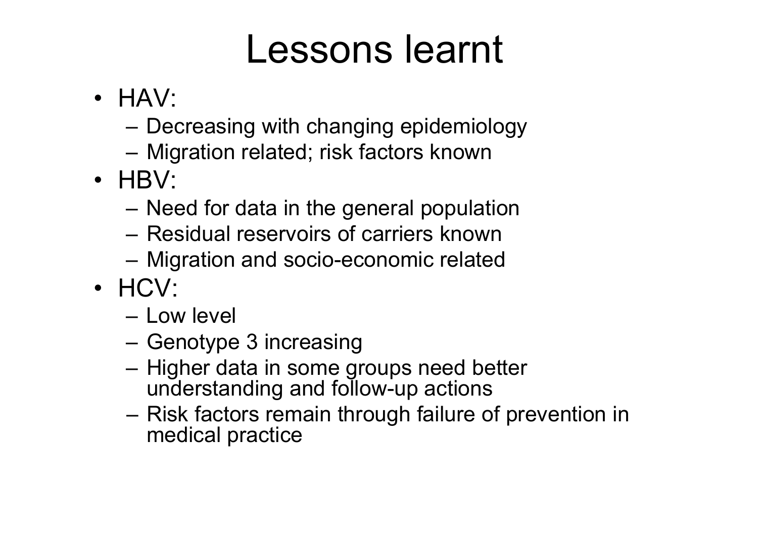# Lessons learnt

- HAV:
  - Decreasing with changing epidemiology
  - Migration related; risk factors known
- HBV:
  - Need for data in the general population
  - Residual reservoirs of carriers known
  - Migration and socio-economic related
- HCV:
  - Low level
  - Genotype 3 increasing
  - Higher data in some groups need better understanding and follow-up actions
  - Risk factors remain through failure of prevention in medical practice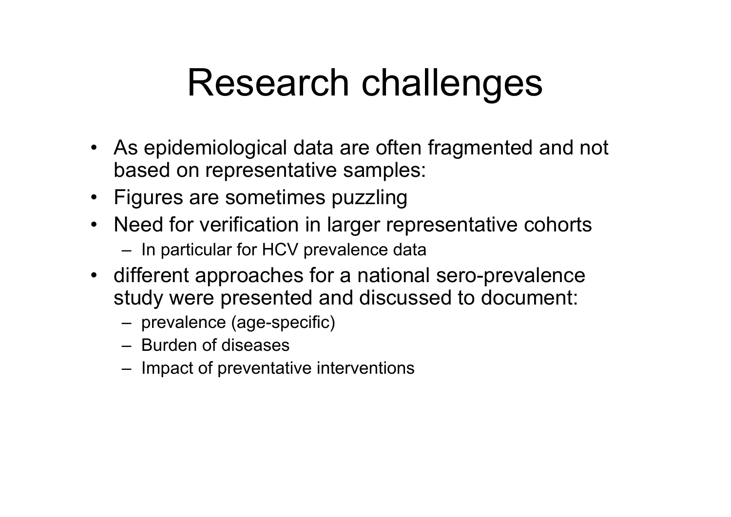# Research challenges

- As epidemiological data are often fragmented and not based on representative samples:
- Figures are sometimes puzzling
- Need for verification in larger representative cohorts
  - In particular for HCV prevalence data
- different approaches for a national sero-prevalence study were presented and discussed to document:
  - prevalence (age-specific)
  - Burden of diseases
  - Impact of preventative interventions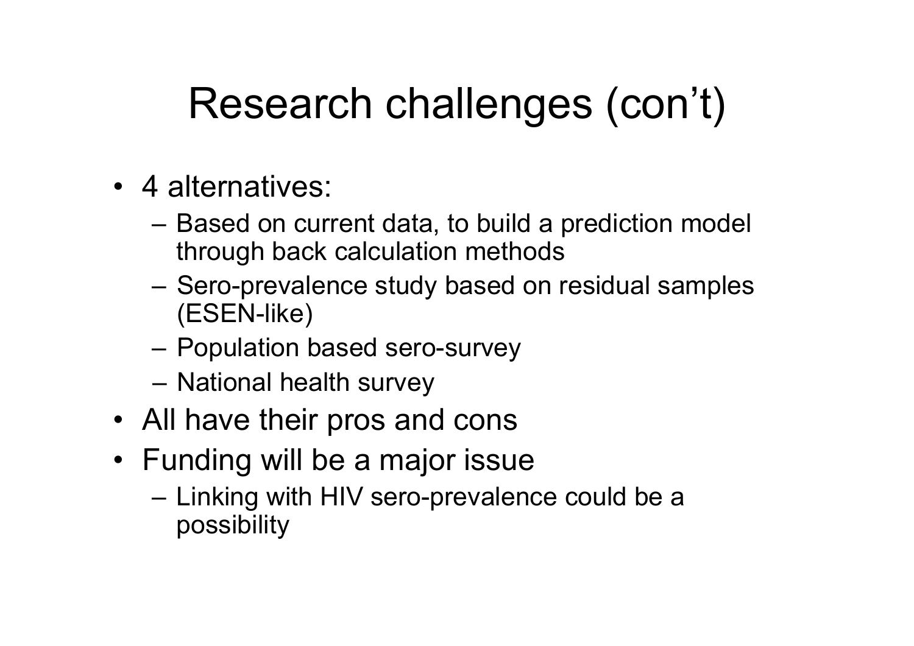# Research challenges (con't)

- 4 alternatives:
  - Based on current data, to build a prediction model through back calculation methods
  - Sero-prevalence study based on residual samples (ESEN-like)
  - Population based sero-survey
  - National health survey
- All have their pros and cons
- Funding will be a major issue
  - Linking with HIV sero-prevalence could be a possibility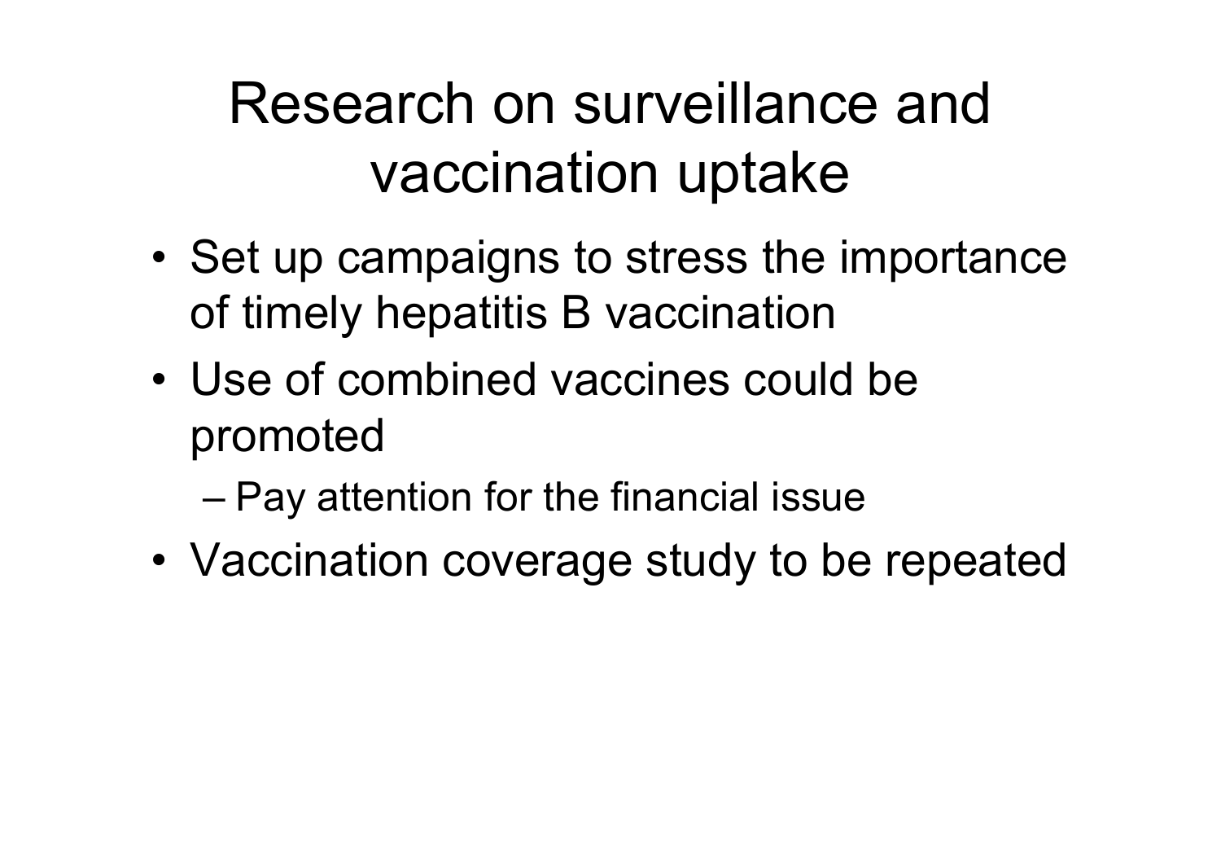# Research on surveillance and vaccination uptake

- Set up campaigns to stress the importance of timely hepatitis B vaccination
- Use of combined vaccines could be promoted
  - Pay attention for the financial issue
- Vaccination coverage study to be repeated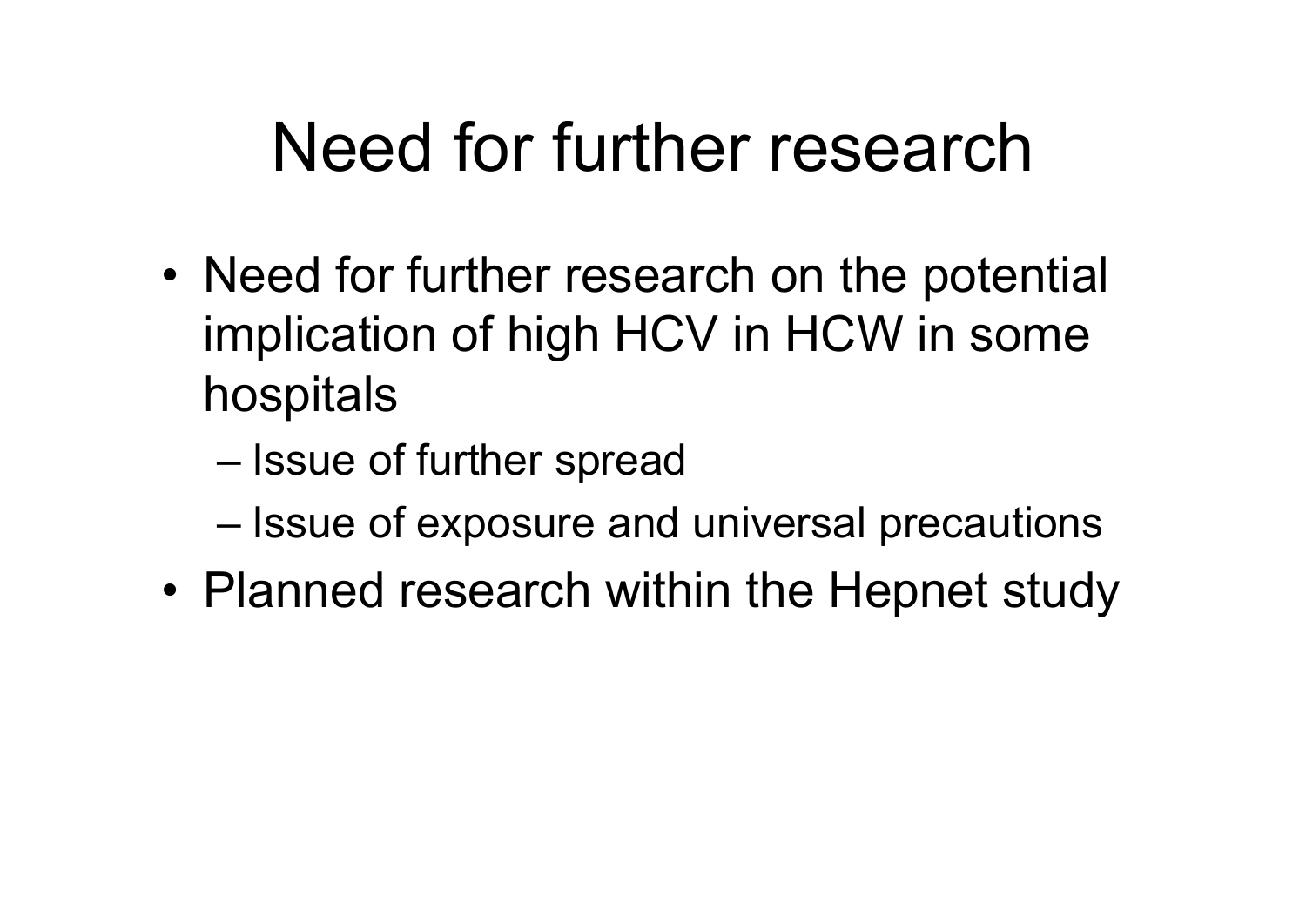# Need for further research

- Need for further research on the potential implication of high HCV in HCW in some hospitals
  - Issue of further spread
  - Issue of exposure and universal precautions
- Planned research within the Hepnet study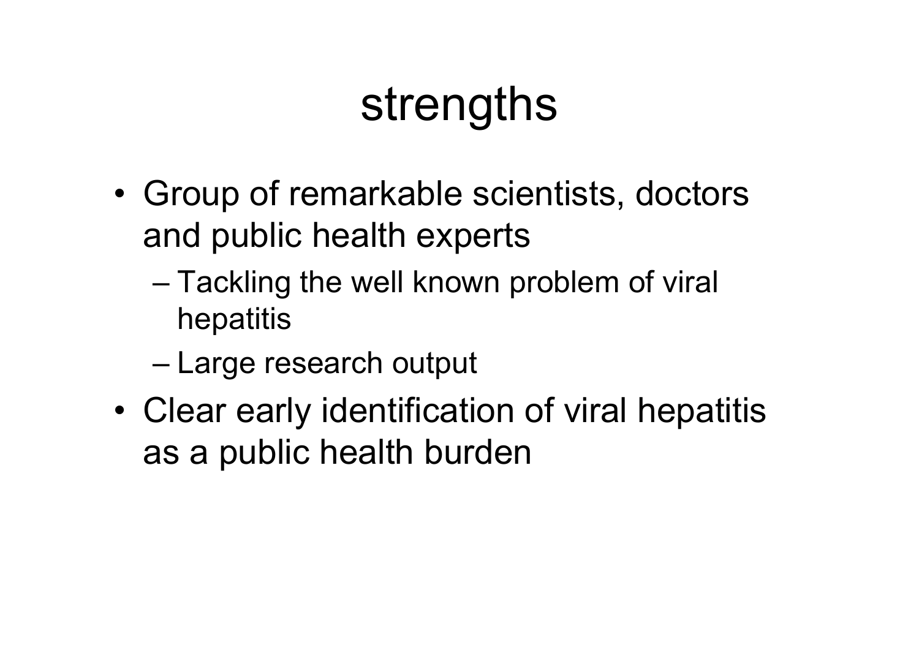# strengths

- Group of remarkable scientists, doctors and public health experts
  - Tackling the well known problem of viral hepatitis
  - Large research output
- Clear early identification of viral hepatitis as a public health burden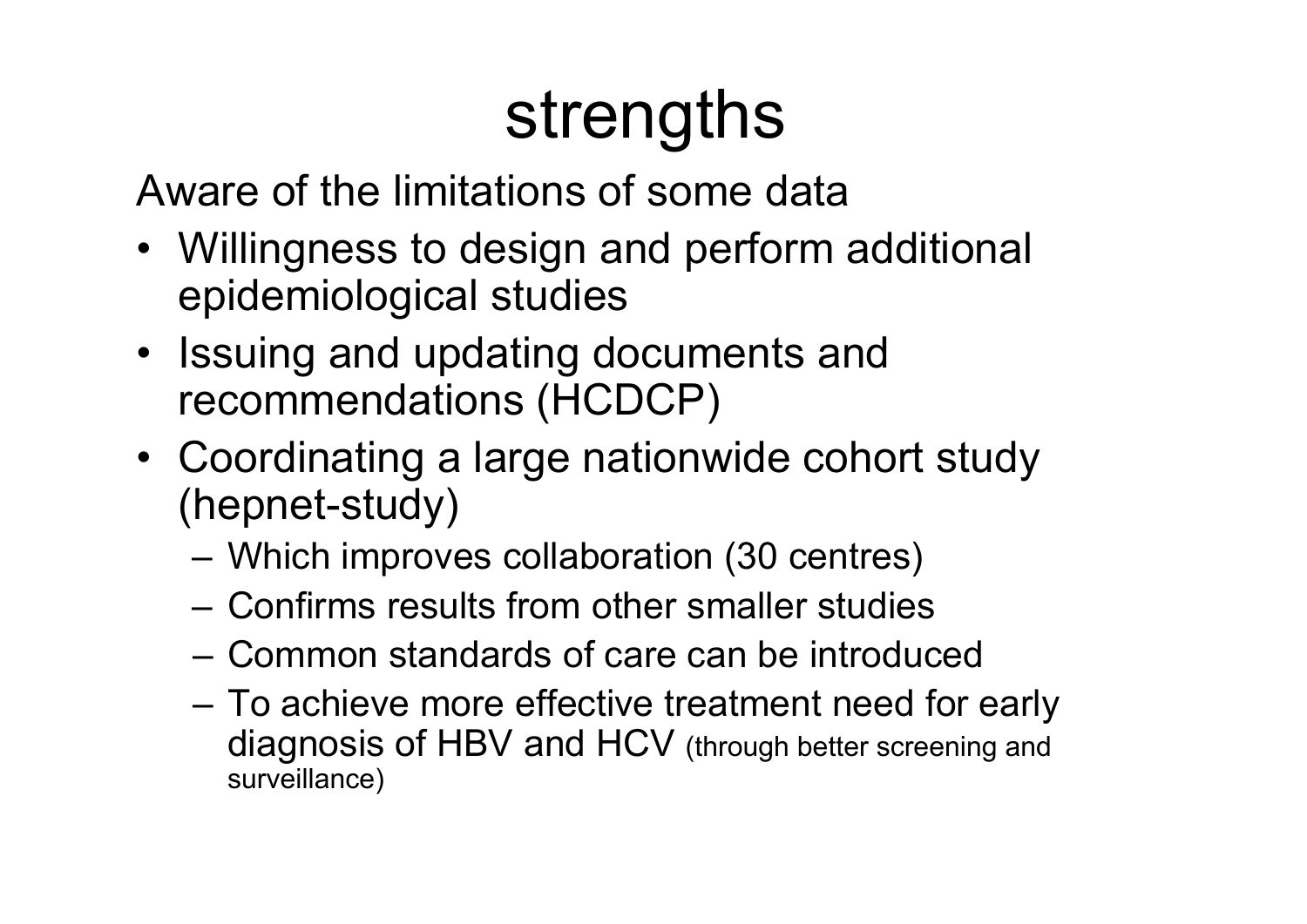# strengths

Aware of the limitations of some data

- Willingness to design and perform additional epidemiological studies
- Issuing and updating documents and recommendations (HCDCP)
- Coordinating a large nationwide cohort study (hepnet-study)
  - Which improves collaboration (30 centres)
  - Confirms results from other smaller studies
  - Common standards of care can be introduced
  - To achieve more effective treatment need for early diagnosis of HBV and HCV (through better screening and surveillance)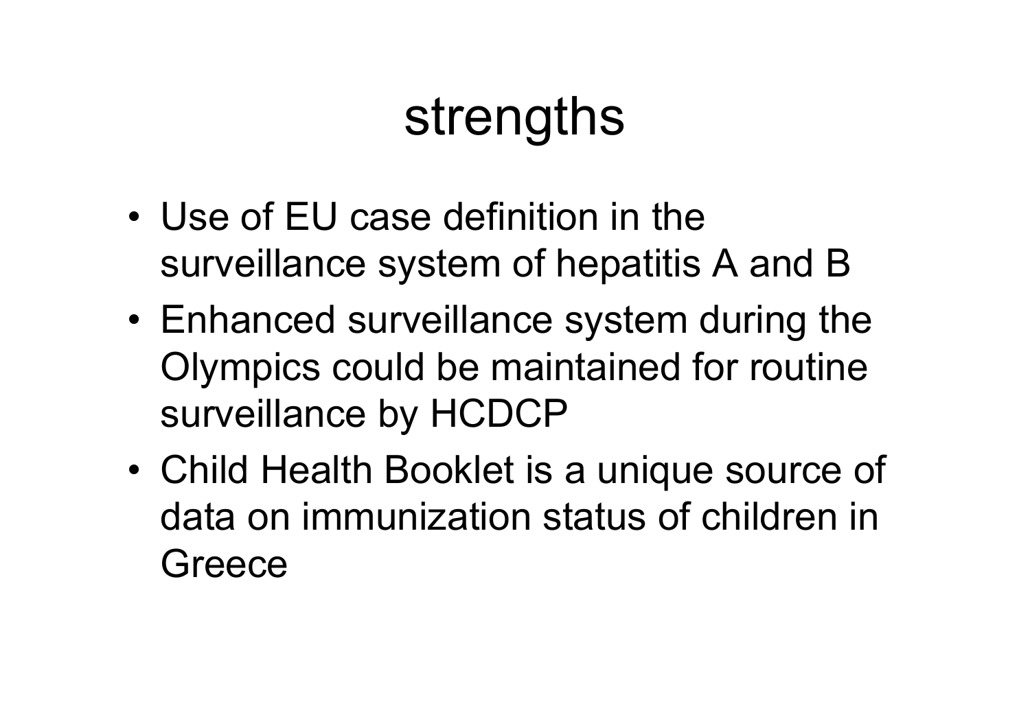# strengths

- Use of EU case definition in the surveillance system of hepatitis A and B
- Enhanced surveillance system during the Olympics could be maintained for routine surveillance by HCDCP
- Child Health Booklet is a unique source of data on immunization status of children in Greece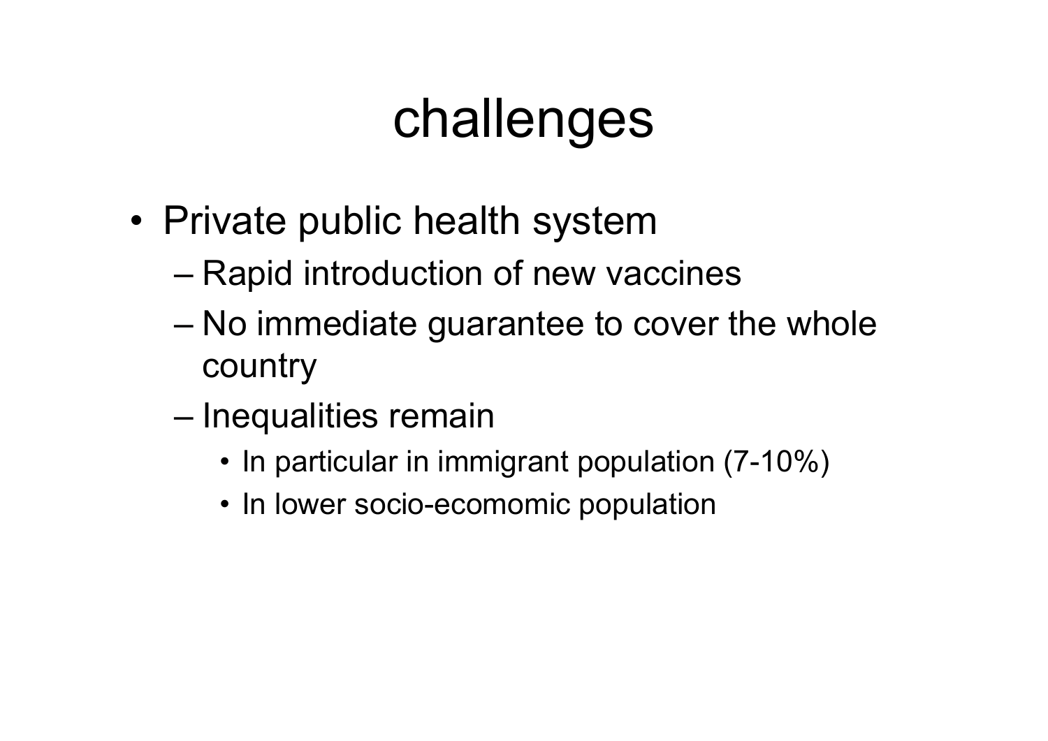# challenges

- Private public health system
  - Rapid introduction of new vaccines
  - No immediate guarantee to cover the whole country
  - Inequalities remain
    - In particular in immigrant population (7-10%)
    - In lower socio-ecomomic population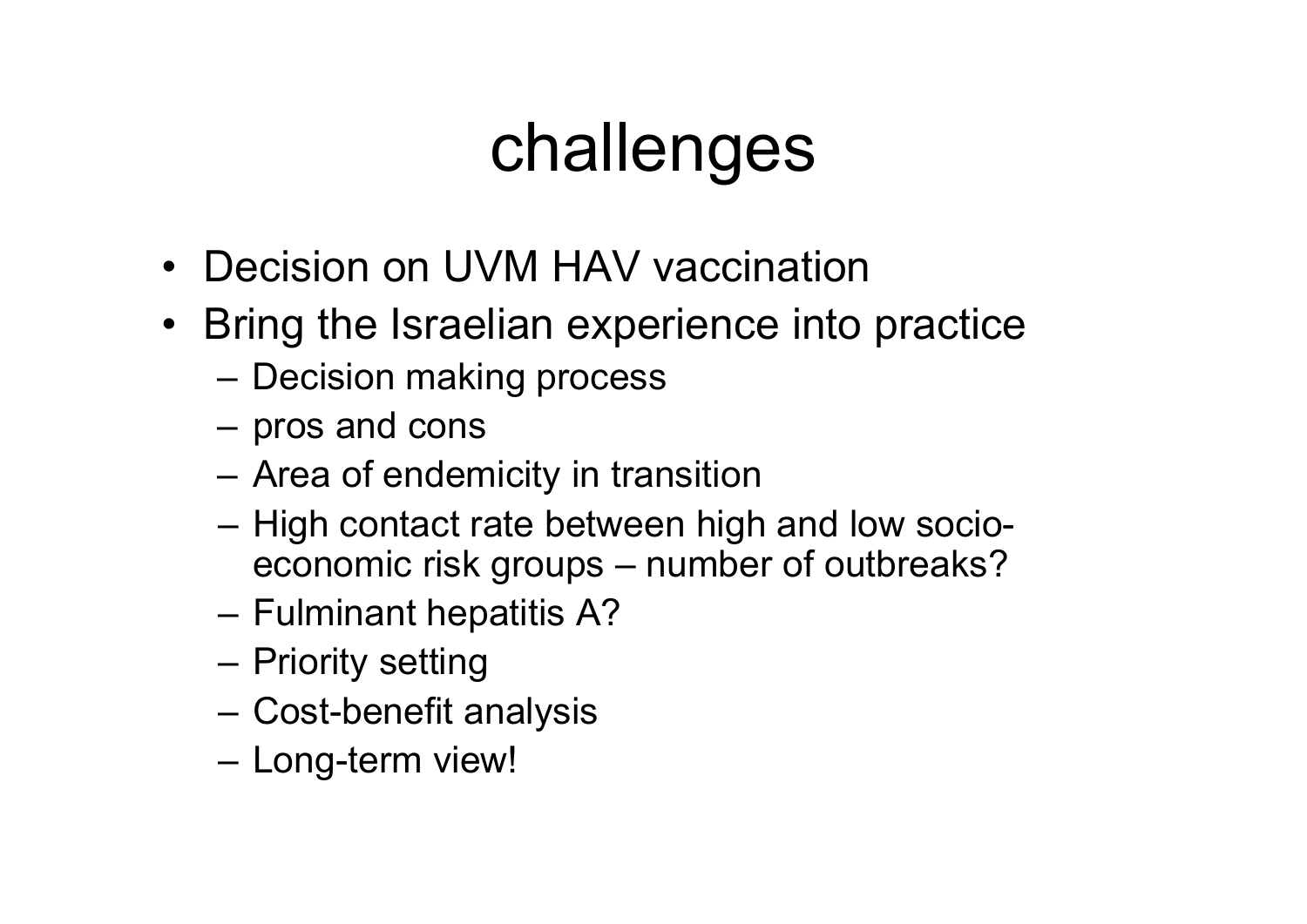# challenges

- Decision on UVM HAV vaccination
- Bring the Israelian experience into practice
  - Decision making process
  - pros and cons
  - Area of endemicity in transition
  - High contact rate between high and low socio-economic risk groups – number of outbreaks?
  - Fulminant hepatitis A?
  - Priority setting
  - Cost-benefit analysis
  - Long-term view!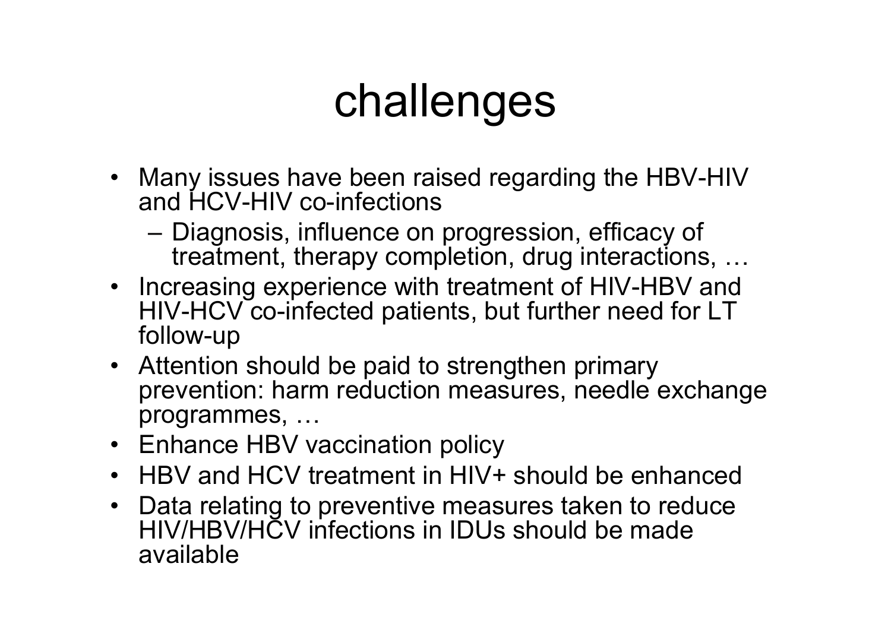# challenges

- Many issues have been raised regarding the HBV-HIV and HCV-HIV co-infections
  - Diagnosis, influence on progression, efficacy of treatment, therapy completion, drug interactions, …
- Increasing experience with treatment of HIV-HBV and HIV-HCV co-infected patients, but further need for LT follow-up
- Attention should be paid to strengthen primary prevention: harm reduction measures, needle exchange programmes, …
- Enhance HBV vaccination policy
- HBV and HCV treatment in HIV+ should be enhanced
- Data relating to preventive measures taken to reduce HIV/HBV/HCV infections in IDUs should be made available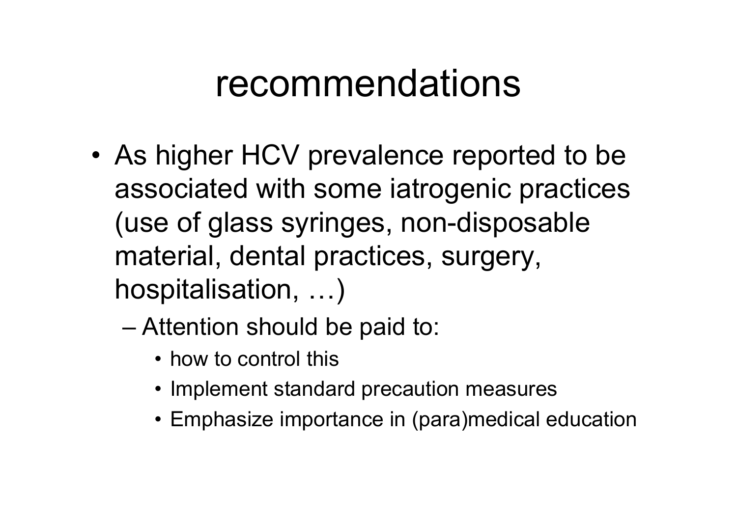# recommendations

- As higher HCV prevalence reported to be associated with some iatrogenic practices (use of glass syringes, non-disposable material, dental practices, surgery, hospitalisation, …)
  - Attention should be paid to:
    - how to control this
    - Implement standard precaution measures
    - Emphasize importance in (para)medical education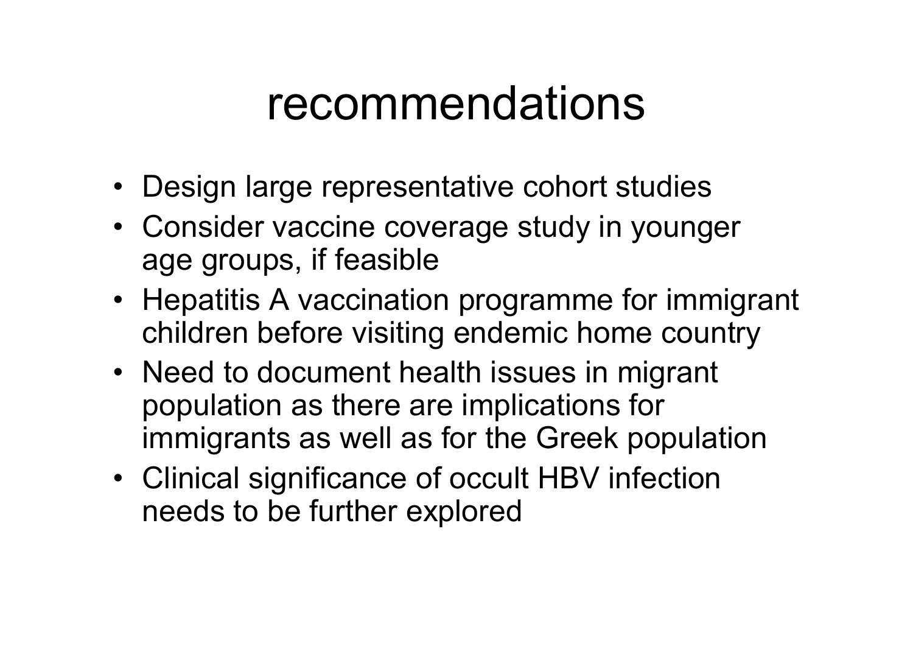# recommendations

- Design large representative cohort studies
- Consider vaccine coverage study in younger age groups, if feasible
- Hepatitis A vaccination programme for immigrant children before visiting endemic home country
- Need to document health issues in migrant population as there are implications for immigrants as well as for the Greek population
- Clinical significance of occult HBV infection needs to be further explored